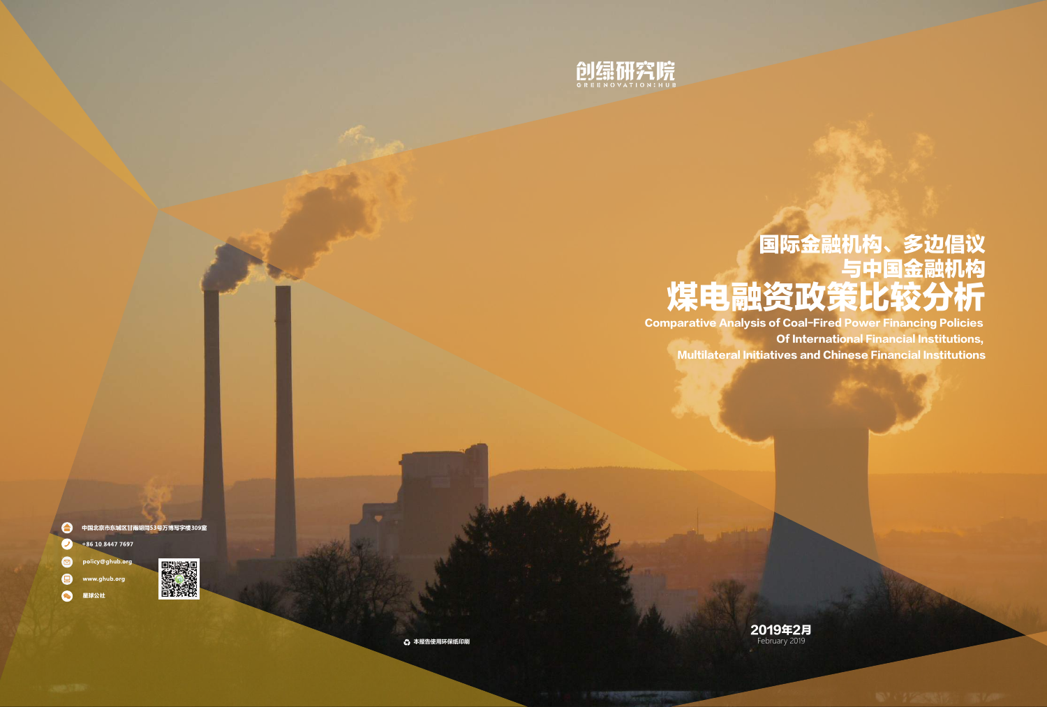创绿研究院
GREENOVATION:HUB

# 国际金融机构、多边倡议与中国金融机构煤电融资政策比较分析

**Comparative Analysis of Coal-Fired Power Financing Policies Of International Financial Institutions, Multilateral Initiatives and Chinese Financial Institutions**

中国北京市东城区甘雨胡同53号万博写字楼309室

+86 10 8447 7697

policy@ghub.org

www.ghub.org

星球公社

本报告使用环保纸印刷

2019年2月
February 2019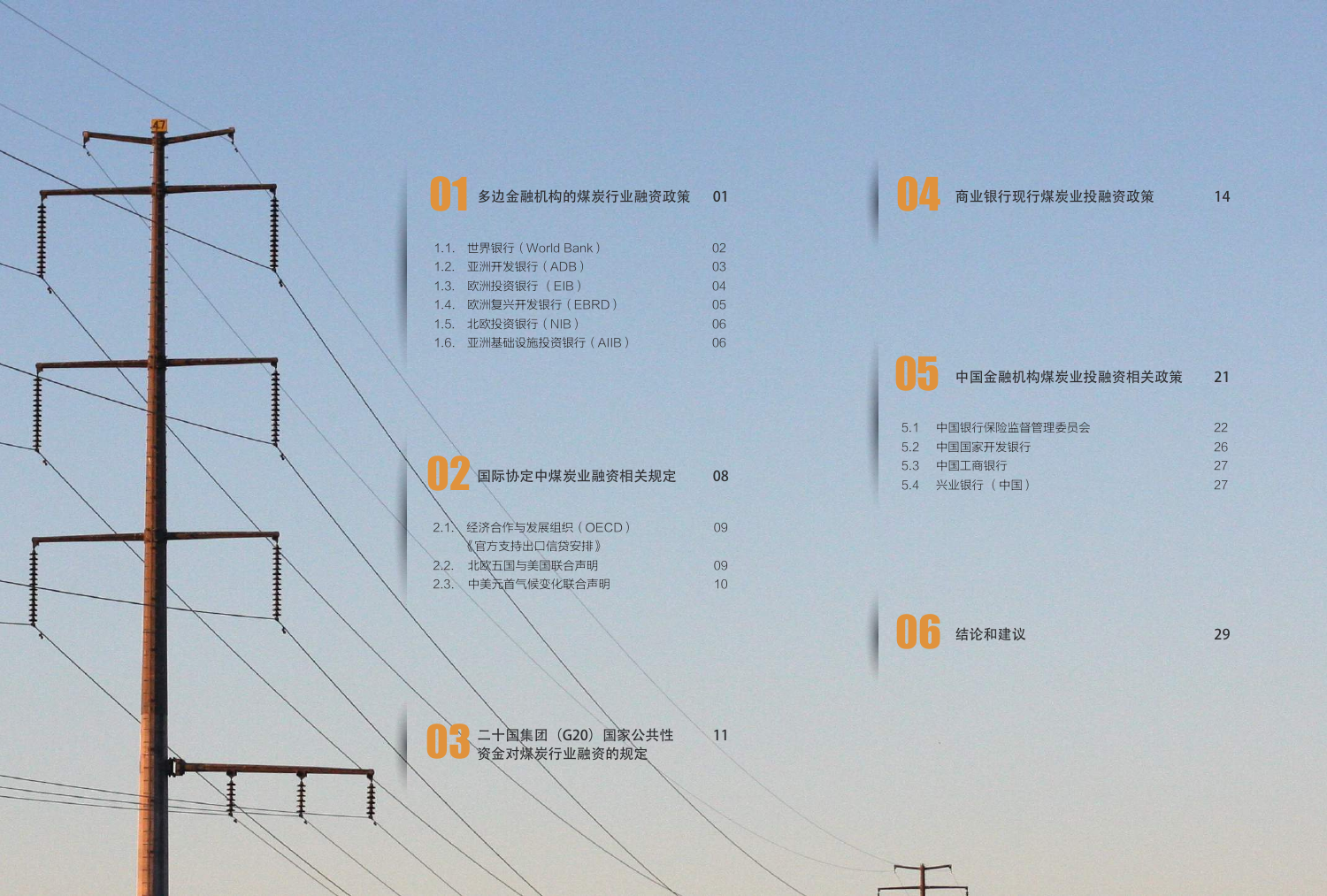## 01 多边金融机构的煤炭行业融资政策 01

| | | |
|---|---|---|
| 1.1. | 世界银行（World Bank） | 02 |
| 1.2. | 亚洲开发银行（ADB） | 03 |
| 1.3. | 欧洲投资银行 （EIB） | 04 |
| 1.4. | 欧洲复兴开发银行（EBRD） | 05 |
| 1.5. | 北欧投资银行（NIB） | 06 |
| 1.6. | 亚洲基础设施投资银行（AIIB） | 06 |

## 02 国际协定中煤炭业融资相关规定 08

| | | |
|---|---|---|
| 2.1. | 经济合作与发展组织（OECD）《官方支持出口信贷安排》 | 09 |
| 2.2. | 北欧五国与美国联合声明 | 09 |
| 2.3. | 中美元首气候变化联合声明 | 10 |

## 03 二十国集团（G20）国家公共性资金对煤炭行业融资的规定 11

## 04 商业银行现行煤炭业投融资政策 14

## 05 中国金融机构煤炭业投融资相关政策 21

| | | |
|---|---|---|
| 5.1 | 中国银行保险监督管理委员会 | 22 |
| 5.2 | 中国国家开发银行 | 26 |
| 5.3 | 中国工商银行 | 27 |
| 5.4 | 兴业银行（中国） | 27 |

## 06 结论和建议 29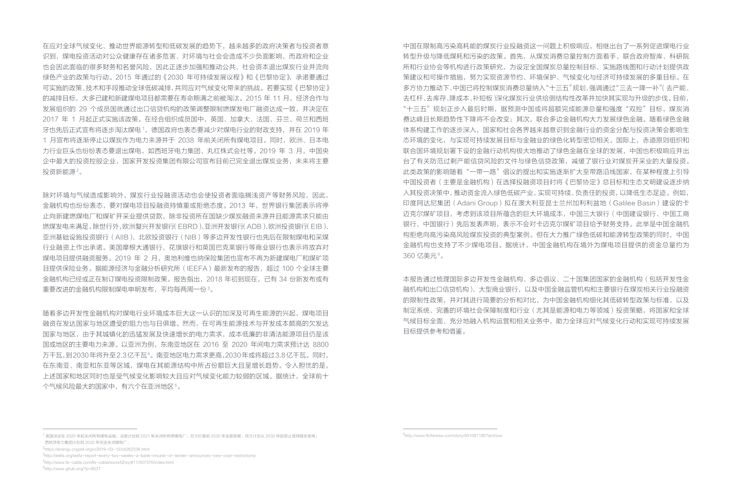在应对全球气候变化、推动世界能源转型和低碳发展的趋势下，越来越多的政府决策者与投资者意识到，煤电投资活动对公众健康存在诸多危害、对环境与社会会造成不少负面影响，而政府和企业也会因此面临的很多财务和名誉风险，因此正逐步加强和推动公共、社会资本退出煤炭行业并流向绿色产业的政策与行动。2015 年通过的《2030 年可持续发展议程》和《巴黎协定》，承诺要通过可实施的政策、技术和手段推动全球低碳减排，共同应对气候变化带来的挑战。若要实现《巴黎协定》的减排目标，大多已建和新建煤电项目都需要在寿命期满之前被淘汰。2015 年 11 月，经济合作与发展组织的 29 个成员国就通过出口信贷机构的政策调整限制燃煤发电厂融资达成一致，并决定在 2017 年 1 月起正式实施该政策。在经合组织成员国中，英国、加拿大、法国、芬兰、荷兰和西班牙也先后正式宣布将逐步淘汰煤电[1]，德国政府也表态要减少对煤电行业的财政支持，并在 2019 年 1 月宣布将逐渐停止以煤炭作为电力来源并于 2038 年前关闭所有煤电项目。同时，欧洲、日本电力行业巨头也纷纷表态要退出煤电，如西班牙电力集团、丸红株式会社等。2019 年 3 月，中国央企中最大的投资控股企业，国家开发投资集团有限公司宣布目前已完全退出煤炭业务，未来将主要投资新能源[2]。

除对环境与气候造成影响外，煤炭行业投融资活动也会使投资者面临搁浅资产等财务风险，因此，金融机构也纷纷表态，要对煤电项目投融资持慎重或拒绝态度。2013 年，世界银行集团表示将停止向新建燃煤电厂和煤矿开采业提供贷款，除非投资所在国缺少煤炭融资来源并且能源需求只能由燃煤发电来满足。除世行外，欧洲复兴开发银行（EBRD）、亚洲开发银行（ADB）、欧洲投资银行（EIB）、亚洲基础设施投资银行（AIIB）、北欧投资银行（NIB）等多边开发性银行也先后在限制煤电和采煤行业融资上作出承诺。美国摩根大通银行、花旗银行和英国巴克莱银行等商业银行也表示将放弃对煤电项目提供融资服务。2019 年 2 月，奥地利维也纳保险集团也宣布不再为新建煤电厂和煤矿项目提供保险业务。据能源经济与金融分析研究所（IEEFA）最新发布的报告，超过 100 个全球主要金融机构已经或正在制订煤电投资限制政策。报告指出，2018 年初到现在，已有 34 份新发布或有重要改进的金融机构限制煤电申明发布，平均每两周一份[3]。

随着多边开发性金融机构对煤电行业环境成本巨大这一认识的加深及可再生能源的兴起，煤电项目融资在发达国家与地区遭受的阻力也与日俱增。然而，在可再生能源技术与开发成本颇高的欠发达国家与地区，由于其城镇化的迅猛发展及快速增长的电力需求，成本低廉的非清洁能源项目仍是该国或地区的主要电力来源。以亚洲为例，东南亚地区在 2016 至 2020 年间电力需求预计达 8800 万千瓦，到 2030 年将升至 2.3 亿千瓦[4]。南亚地区电力需求更高，2030 年或将超过 3.8 亿千瓦。同时，在东南亚、南亚和东亚等区域，煤电在其能源结构中所占份额巨大且呈增长趋势。令人担忧的是，上述国家和地区同时也是受气候变化影响较大且应对气候变化能力较弱的区域。据统计，全球前十个气候风险最大的国家中，有六个在亚洲地区[5]。

中国在限制高污染高耗能的煤炭行业投融资这一问题上积极响应，相继出台了一系列促进煤电行业转型升级与降低煤耗和污染的政策。首先，从煤炭消费总量控制方面着手，联合政府智库、科研院所和行业协会等机构进行政策研究，为设定全国煤炭总量控制目标、实施路线图和行动计划提供政策建议和可操作措施，努力实现资源节约、环境保护、气候变化与经济可持续发展的多重目标。在多方协力推动下，中国已将控制煤炭消费总量纳入"十三五"规划，强调通过"三去一降一补"（去产能、去杠杆、去库存、降成本、补短板）深化煤炭行业供给侧结构性改革并加快其实现与升级的步伐。目前，"十三五"规划正步入最后时期，据预测中国或将超额完成能源总量和强度"双控"目标，煤炭消费达峰且长期趋势性下降将不会改变；其次，联合多边金融机构大力发展绿色金融。随着绿色金融体系构建工作的逐步深入，国家和社会各界越来越意识到金融行业的资金分配与投资决策会影响生态环境的变化，与实现可持续发展目标与金融业的绿色化转型密切相关。国际上，赤道原则组织和联合国环境规划署下设的金融行动机构极大地推动了绿色金融在全球的发展，中国也积极响应并出台了有关防范过剩产能信贷风险的文件与绿色信贷政策，减缓了银行业对煤炭开采业的大量投资。此类政策的影响随着"一带一路"倡议的提出和实施逐渐扩大至带路沿线国家，在某种程度上引导中国投资者（主要是金融机构）在选择投融资项目时将《巴黎协定》总目标和生态文明建设逐步纳入其投资决策中，推动资金流入绿色低碳产业，实现可持续、负责任的投资，以降低生态足迹。例如，印度阿达尼集团（Adani Group）拟在澳大利亚昆士兰州加利利盆地（Galilee Basin）建设的卡迈克尔煤矿项目，考虑到该项目所蕴含的巨大环境成本，中国三大银行（中国建设银行、中国工商银行、中国银行）先后发表声明，表示不会对卡迈克尔煤矿项目给予财务支持。此举是中国金融机构拒绝向高污染高风险煤炭投资的典型案例。但在大力推广绿色低碳和能源转型政策的同时，中国金融机构也支持了不少煤电项目。据统计，中国金融机构在境外为煤电项目提供的资金总量约为 360 亿美元[6]。

本报告通过梳理国际多边开发性金融机构、多边倡议、二十国集团国家的金融机构（包括开发性金融机构和出口信贷机构）、大型商业银行，以及中国金融监管机构和主要银行在煤炭相关行业投融资的限制性政策，并对其进行简要的分析和对比，为中国金融机构细化其低碳转型政策与标准，以及制定系统、完善的环境社会保障制度和行业（尤其是能源和电力等领域）投资策略，将国家和全球气候目标全面、充分地融入机构运营和相关业务中，助力全球应对气候变化行动和实现可持续发展目标提供参考和借鉴。

---

[1] 英国决定在 2025 年前关闭所有煤电设施；法国计划到 2021 年关闭所有煤电厂；芬兰打算到 2030 年全面禁煤；荷兰计划从 2030 年起禁止使用煤炭发电；西班牙电力集团计划到 2020 年完全关闭煤电厂。

[2] https://energy.cngold.org/c/2019-03-12/c6262336.html

[3] http://ieefa.org/ieefa-report-every-two-weeks-a-bank-insurer-or-lender-announces-new-coal-restrictions/

[4] http://www.fe-cable.com/fe-cable/xwzx52/xydt11/507370/index.html

[5] http://www.ghub.org/?p=8637

[6] http://www.ftchinese.com/story/001081180?archive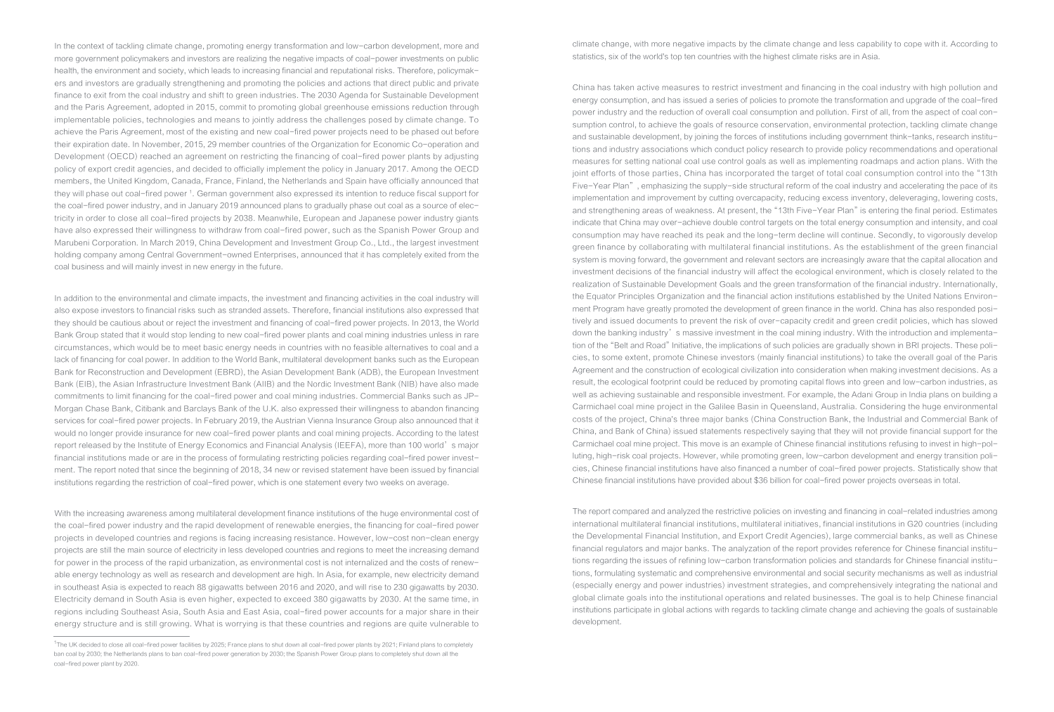In the context of tackling climate change, promoting energy transformation and low-carbon development, more and more government policymakers and investors are realizing the negative impacts of coal-power investments on public health, the environment and society, which leads to increasing financial and reputational risks. Therefore, policymakers and investors are gradually strengthening and promoting the policies and actions that direct public and private finance to exit from the coal industry and shift to green industries. The 2030 Agenda for Sustainable Development and the Paris Agreement, adopted in 2015, commit to promoting global greenhouse emissions reduction through implementable policies, technologies and means to jointly address the challenges posed by climate change. To achieve the Paris Agreement, most of the existing and new coal-fired power projects need to be phased out before their expiration date. In November, 2015, 29 member countries of the Organization for Economic Co-operation and Development (OECD) reached an agreement on restricting the financing of coal-fired power plants by adjusting policy of export credit agencies, and decided to officially implement the policy in January 2017. Among the OECD members, the United Kingdom, Canada, France, Finland, the Netherlands and Spain have officially announced that they will phase out coal-fired power [1]. German government also expressed its intention to reduce fiscal support for the coal-fired power industry, and in January 2019 announced plans to gradually phase out coal as a source of electricity in order to close all coal-fired projects by 2038. Meanwhile, European and Japanese power industry giants have also expressed their willingness to withdraw from coal-fired power, such as the Spanish Power Group and Marubeni Corporation. In March 2019, China Development and Investment Group Co., Ltd., the largest investment holding company among Central Government-owned Enterprises, announced that it has completely exited from the coal business and will mainly invest in new energy in the future.

In addition to the environmental and climate impacts, the investment and financing activities in the coal industry will also expose investors to financial risks such as stranded assets. Therefore, financial institutions also expressed that they should be cautious about or reject the investment and financing of coal-fired power projects. In 2013, the World Bank Group stated that it would stop lending to new coal-fired power plants and coal mining industries unless in rare circumstances, which would be to meet basic energy needs in countries with no feasible alternatives to coal and a lack of financing for coal power. In addition to the World Bank, multilateral development banks such as the European Bank for Reconstruction and Development (EBRD), the Asian Development Bank (ADB), the European Investment Bank (EIB), the Asian Infrastructure Investment Bank (AIIB) and the Nordic Investment Bank (NIB) have also made commitments to limit financing for the coal-fired power and coal mining industries. Commercial Banks such as JP-Morgan Chase Bank, Citibank and Barclays Bank of the U.K. also expressed their willingness to abandon financing services for coal-fired power projects. In February 2019, the Austrian Vienna Insurance Group also announced that it would no longer provide insurance for new coal-fired power plants and coal mining projects. According to the latest report released by the Institute of Energy Economics and Financial Analysis (IEEFA), more than 100 world's major financial institutions made or are in the process of formulating restricting policies regarding coal-fired power investment. The report noted that since the beginning of 2018, 34 new or revised statement have been issued by financial institutions regarding the restriction of coal-fired power, which is one statement every two weeks on average.

With the increasing awareness among multilateral development finance institutions of the huge environmental cost of the coal-fired power industry and the rapid development of renewable energies, the financing for coal-fired power projects in developed countries and regions is facing increasing resistance. However, low-cost non-clean energy projects are still the main source of electricity in less developed countries and regions to meet the increasing demand for power in the process of the rapid urbanization, as environmental cost is not internalized and the costs of renewable energy technology as well as research and development are high. In Asia, for example, new electricity demand in southeast Asia is expected to reach 88 gigawatts between 2016 and 2020, and will rise to 230 gigawatts by 2030. Electricity demand in South Asia is even higher, expected to exceed 380 gigawatts by 2030. At the same time, in regions including Southeast Asia, South Asia and East Asia, coal-fired power accounts for a major share in their energy structure and is still growing. What is worrying is that these countries and regions are quite vulnerable to climate change, with more negative impacts by the climate change and less capability to cope with it. According to statistics, six of the world's top ten countries with the highest climate risks are in Asia.

China has taken active measures to restrict investment and financing in the coal industry with high pollution and energy consumption, and has issued a series of policies to promote the transformation and upgrade of the coal-fired power industry and the reduction of overall coal consumption and pollution. First of all, from the aspect of coal consumption control, to achieve the goals of resource conservation, environmental protection, tackling climate change and sustainable development, by joining the forces of institutions including government think-tanks, research institutions and industry associations which conduct policy research to provide policy recommendations and operational measures for setting national coal use control goals as well as implementing roadmaps and action plans. With the joint efforts of those parties, China has incorporated the target of total coal consumption control into the "13th Five-Year Plan", emphasizing the supply-side structural reform of the coal industry and accelerating the pace of its implementation and improvement by cutting overcapacity, reducing excess inventory, deleveraging, lowering costs, and strengthening areas of weakness. At present, the "13th Five-Year Plan" is entering the final period. Estimates indicate that China may over-achieve double control targets on the total energy consumption and intensity, and coal consumption may have reached its peak and the long-term decline will continue. Secondly, to vigorously develop green finance by collaborating with multilateral financial institutions. As the establishment of the green financial system is moving forward, the government and relevant sectors are increasingly aware that the capital allocation and investment decisions of the financial industry will affect the ecological environment, which is closely related to the realization of Sustainable Development Goals and the green transformation of the financial industry. Internationally, the Equator Principles Organization and the financial action institutions established by the United Nations Environment Program have greatly promoted the development of green finance in the world. China has also responded positively and issued documents to prevent the risk of over-capacity credit and green credit policies, which has slowed down the banking industry's massive investment in the coal mining industry. With the introduction and implementation of the "Belt and Road" Initiative, the implications of such policies are gradually shown in BRI projects. These policies, to some extent, promote Chinese investors (mainly financial institutions) to take the overall goal of the Paris Agreement and the construction of ecological civilization into consideration when making investment decisions. As a result, the ecological footprint could be reduced by promoting capital flows into green and low-carbon industries, as well as achieving sustainable and responsible investment. For example, the Adani Group in India plans on building a Carmichael coal mine project in the Galilee Basin in Queensland, Australia. Considering the huge environmental costs of the project, China's three major banks (China Construction Bank, the Industrial and Commercial Bank of China, and Bank of China) issued statements respectively saying that they will not provide financial support for the Carmichael coal mine project. This move is an example of Chinese financial institutions refusing to invest in high-polluting, high-risk coal projects. However, while promoting green, low-carbon development and energy transition policies, Chinese financial institutions have also financed a number of coal-fired power projects. Statistically show that Chinese financial institutions have provided about $36 billion for coal-fired power projects overseas in total.

The report compared and analyzed the restrictive policies on investing and financing in coal-related industries among international multilateral financial institutions, multilateral initiatives, financial institutions in G20 countries (including the Developmental Financial Institution, and Export Credit Agencies), large commercial banks, as well as Chinese financial regulators and major banks. The analyzation of the report provides reference for Chinese financial institutions regarding the issues of refining low-carbon transformation policies and standards for Chinese financial institutions, formulating systematic and comprehensive environmental and social security mechanisms as well as industrial (especially energy and power industries) investment strategies, and comprehensively integrating the national and global climate goals into the institutional operations and related businesses. The goal is to help Chinese financial institutions participate in global actions with regards to tackling climate change and achieving the goals of sustainable development.

[1] The UK decided to close all coal-fired power facilities by 2025; France plans to shut down all coal-fired power plants by 2021; Finland plans to completely ban coal by 2030; the Netherlands plans to ban coal-fired power generation by 2030; the Spanish Power Group plans to completely shut down all the coal-fired power plant by 2020.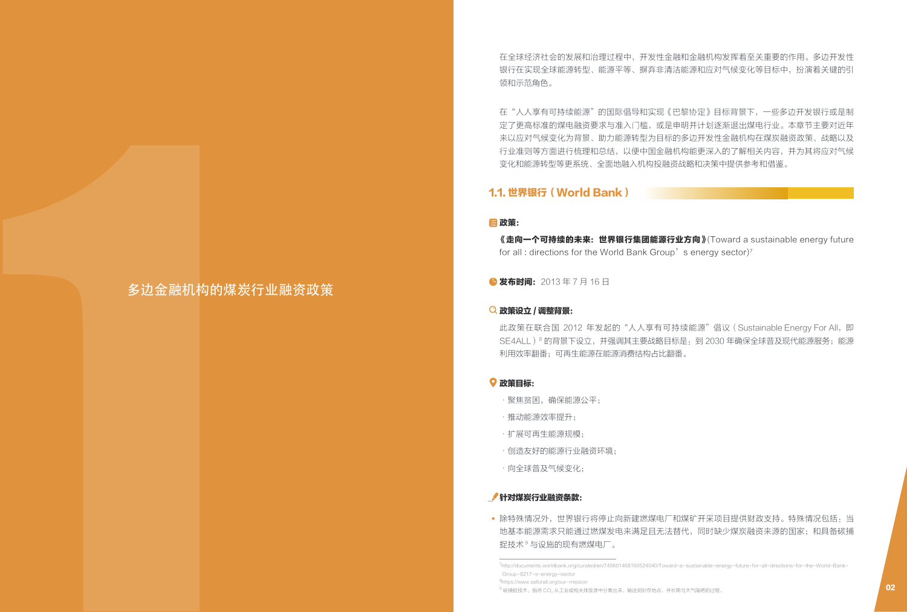# 多边金融机构的煤炭行业融资政策

在全球经济社会的发展和治理过程中，开发性金融和金融机构发挥着至关重要的作用。多边开发性银行在实现全球能源转型、能源平等、摒弃非清洁能源和应对气候变化等目标中，扮演着关键的引领和示范角色。

在“人人享有可持续能源”的国际倡导和实现《巴黎协定》目标背景下，一些多边开发银行或是制定了更高标准的煤电融资要求与准入门槛，或是申明并计划逐渐退出煤电行业。本章节主要对近年来以应对气候变化为背景、助力能源转型为目标的多边开发性金融机构在煤炭融资政策、战略以及行业准则等方面进行梳理和总结，以便中国金融机构能更深入的了解相关内容，并为其将应对气候变化和能源转型等更系统、全面地融入机构投融资战略和决策中提供参考和借鉴。

## 1.1. 世界银行（World Bank）

**政策：**

**《走向一个可持续的未来：世界银行集团能源行业方向》**(Toward a sustainable energy future for all : directions for the World Bank Group’s energy sector)[7]

**发布时间：** 2013 年 7 月 16 日

**政策设立 / 调整背景：**

此政策在联合国 2012 年发起的“人人享有可持续能源”倡议（Sustainable Energy For All，即 SE4ALL）[8] 的背景下设立，并强调其主要战略目标是：到 2030 年确保全球普及现代能源服务；能源利用效率翻番；可再生能源在能源消费结构占比翻番。

**政策目标：**

- 聚焦贫困，确保能源公平；
- 推动能源效率提升；
- 扩展可再生能源规模；
- 创造友好的能源行业融资环境；
- 向全球普及气候变化；

**针对煤炭行业融资条款：**

- 除特殊情况外，世界银行将停止向新建燃煤电厂和煤矿开采项目提供财政支持。特殊情况包括：当地基本能源需求只能通过燃煤发电来满足且无法替代，同时缺少煤炭融资来源的国家；和具备碳捕捉技术[9] 与设施的现有燃煤电厂。

---

[7] http://documents.worldbank.org/curated/en/745601468160524040/Toward-a-sustainable-energy-future-for-all-directions-for-the-World-Bank-Group-8217-s-energy-sector

[8] https://www.seforall.org/our-mission

[9] 碳捕捉技术：指将 $CO_2$ 从工业或相关排放源中分离出来，输送到封存地点，并长期与大气隔绝的过程。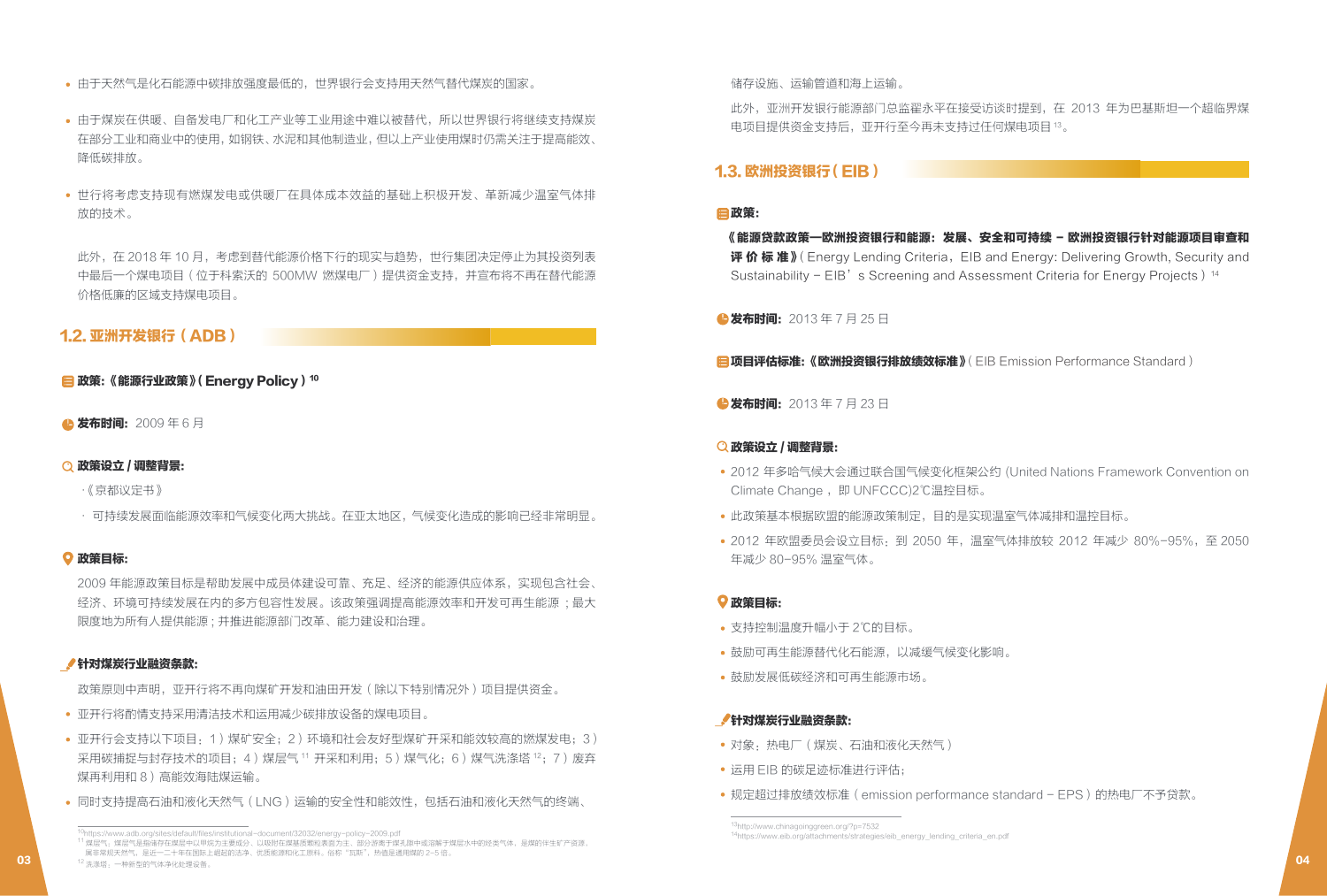- 由于天然气是化石能源中碳排放强度最低的，世界银行会支持用天然气替代煤炭的国家。

- 由于煤炭在供暖、自备发电厂和化工产业等工业用途中难以被替代，所以世界银行将继续支持煤炭在部分工业和商业中的使用，如钢铁、水泥和其他制造业，但以上产业使用煤时仍需关注于提高能效、降低碳排放。

- 世行将考虑支持现有燃煤发电或供暖厂在具体成本效益的基础上积极开发、革新减少温室气体排放的技术。

此外，在 2018 年 10 月，考虑到替代能源价格下行的现实与趋势，世行集团决定停止为其投资列表中最后一个煤电项目（位于科索沃的 500MW 燃煤电厂）提供资金支持，并宣布将不再在替代能源价格低廉的区域支持煤电项目。

## 1.2. 亚洲开发银行（ADB）

**政策:《能源行业政策》(Energy Policy)** [10]

**发布时间:** 2009 年 6 月

**政策设立 / 调整背景:**

·《京都议定书》

· 可持续发展面临能源效率和气候变化两大挑战。在亚太地区，气候变化造成的影响已经非常明显。

**政策目标:**

2009 年能源政策目标是帮助发展中成员体建设可靠、充足、经济的能源供应体系，实现包含社会、经济、环境可持续发展在内的多方包容性发展。该政策强调提高能源效率和开发可再生能源 ；最大限度地为所有人提供能源 ; 并推进能源部门改革、能力建设和治理。

**针对煤炭行业融资条款:**

政策原则中声明，亚开行将不再向煤矿开发和油田开发（除以下特别情况外）项目提供资金。

- 亚开行将酌情支持采用清洁技术和运用减少碳排放设备的煤电项目。
- 亚开行会支持以下项目：1）煤矿安全；2）环境和社会友好型煤矿开采和能效较高的燃煤发电；3）采用碳捕捉与封存技术的项目；4）煤层气 [11] 开采和利用；5）煤气化；6）煤气洗涤塔 [12]；7）废弃煤再利用和 8）高能效海陆煤运输。
- 同时支持提高石油和液化天然气（LNG）运输的安全性和能效性，包括石油和液化天然气的终端、储存设施、运输管道和海上运输。

此外，亚洲开发银行能源部门总监翟永平在接受访谈时提到，在 2013 年为巴基斯坦一个超临界煤电项目提供资金支持后，亚开行至今再未支持过任何煤电项目 [13]。

## 1.3. 欧洲投资银行（EIB）

**政策:**

**《能源贷款政策—欧洲投资银行和能源：发展、安全和可持续 – 欧洲投资银行针对能源项目审查和评价标准》**(Energy Lending Criteria，EIB and Energy: Delivering Growth, Security and Sustainability – EIB's Screening and Assessment Criteria for Energy Projects) [14]

**发布时间:** 2013 年 7 月 25 日

**项目评估标准:《欧洲投资银行排放绩效标准》**(EIB Emission Performance Standard)

**发布时间:** 2013 年 7 月 23 日

**政策设立 / 调整背景:**

- 2012 年多哈气候大会通过联合国气候变化框架公约 (United Nations Framework Convention on Climate Change，即 UNFCCC)2℃温控目标。
- 此政策基本根据欧盟的能源政策制定，目的是实现温室气体减排和温控目标。
- 2012 年欧盟委员会设立目标：到 2050 年，温室气体排放较 2012 年减少 80%–95%，至 2050 年减少 80–95% 温室气体。

**政策目标:**

- 支持控制温度升幅小于 2℃的目标。
- 鼓励可再生能源替代化石能源，以减缓气候变化影响。
- 鼓励发展低碳经济和可再生能源市场。

**针对煤炭行业融资条款:**

- 对象：热电厂（煤炭、石油和液化天然气）
- 运用 EIB 的碳足迹标准进行评估；
- 规定超过排放绩效标准（emission performance standard – EPS）的热电厂不予贷款。

---

[10] https://www.adb.org/sites/default/files/institutional-document/32032/energy-policy-2009.pdf

[11] 煤层气：煤层气是指储存在煤层中以甲烷为主要成分、以吸附在煤基质颗粒表面为主、部分游离于煤孔隙中或溶解于煤层水中的烃类气体，是煤的伴生矿产资源，属非常规天然气，是近一二十年在国际上崛起的洁净、优质能源和化工原料。俗称"瓦斯"，热值是通用煤的 2–5 倍。

[12] 洗涤塔：一种新型的气体净化处理设备。

[13] http://www.chinagoinggreen.org/?p=7532

[14] https://www.eib.org/attachments/strategies/eib_energy_lending_criteria_en.pdf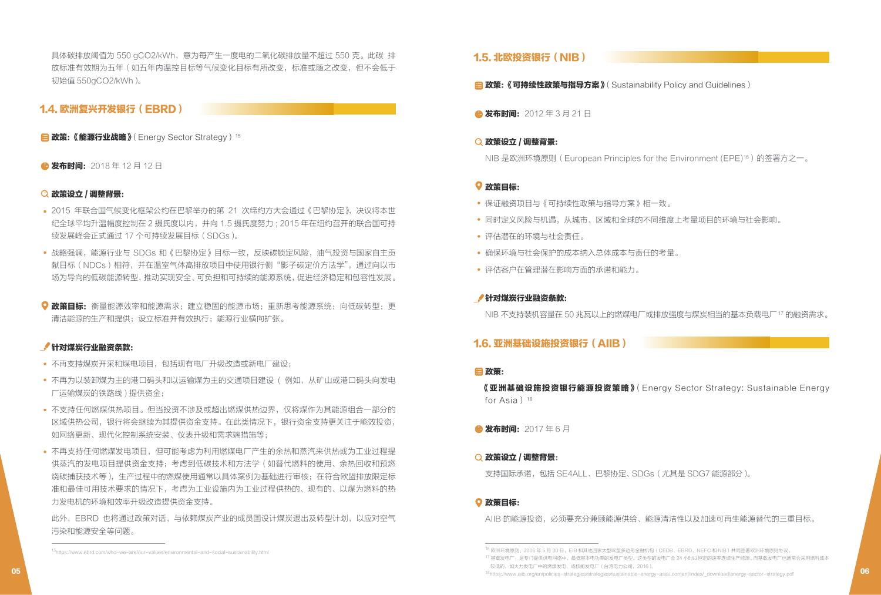具体碳排放阈值为 550 gCO2/kWh，意为每产生一度电的二氧化碳排放量不超过 550 克。此碳 排放标准有效期为五年（如五年内温控目标等气候变化目标有所改变，标准或随之改变，但不会低于初始值 550gCO2/kWh）。

## 1.4. 欧洲复兴开发银行（EBRD）

**政策:《能源行业战略》**（Energy Sector Strategy）[15]

**发布时间:** 2018 年 12 月 12 日

**政策设立 / 调整背景:**

- 2015 年联合国气候变化框架公约在巴黎举办的第 21 次缔约方大会通过《巴黎协定》，决议将本世纪全球平均升温幅度控制在 2 摄氏度以内，并向 1.5 摄氏度努力；2015 年在纽约召开的联合国可持续发展峰会正式通过 17 个可持续发展目标（SDGs）。
- 战略强调，能源行业与 SDGs 和《巴黎协定》目标一致，反映碳锁定风险，油气投资与国家自主贡献目标（NDCs）相符，并在温室气体高排放项目中使用银行侧"影子碳定价方法学"，通过向以市场为导向的低碳能源转型，推动实现安全、可负担和可持续的能源系统，促进经济稳定和包容性发展。

**政策目标:** 衡量能源效率和能源需求；建立稳固的能源市场；重新思考能源系统；向低碳转型；更清洁能源的生产和提供；设立标准并有效执行；能源行业横向扩张。

**针对煤炭行业融资条款:**

- 不再支持煤炭开采和煤电项目，包括现有电厂升级改造或新电厂建设；
- 不再为以装卸煤为主的港口码头和以运输煤为主的交通项目建设（例如，从矿山或港口码头向发电厂运输煤炭的铁路线）提供资金；
- 不支持任何燃煤供热项目。但当投资不涉及或超出燃煤供热边界，仅将煤作为其能源组合一部分的区域供热公司，银行将会继续为其提供资金支持。在此类情况下，银行资金支持更关注于能效投资，如网络更新、现代化控制系统安装、仪表升级和需求端措施等；
- 不再支持任何燃煤发电项目，但可能考虑为利用燃煤电厂产生的余热和蒸汽来供热或为工业过程提供蒸汽的发电项目提供资金支持；考虑到低碳技术和方法学（如替代燃料的使用、余热回收和预燃烧碳捕获技术等），生产过程中的燃煤使用通常以具体案例为基础进行审核；在符合欧盟排放限定标准和最佳可用技术要求的情况下，考虑为工业设施内为工业过程供热的、现有的、以煤为燃料的热力发电机的环境和效率升级改造提供资金支持。

此外，EBRD 也将通过政策对话，与依赖煤炭产业的成员国设计煤炭退出及转型计划，以应对空气污染和能源安全等问题。

[15] https://www.ebrd.com/who-we-are/our-values/environmental-and-social-sustainability.html

## 1.5. 北欧投资银行（NIB）

**政策:《可持续性政策与指导方案》**（Sustainability Policy and Guidelines）

**发布时间:** 2012 年 3 月 21 日

**政策设立 / 调整背景:**

NIB 是欧洲环境原则（European Principles for the Environment (EPE)[16]）的签署方之一。

**政策目标:**

- 保证融资项目与《可持续性政策与指导方案》相一致。
- 同时定义风险与机遇，从城市、区域和全球的不同维度上考量项目的环境与社会影响。
- 评估潜在的环境与社会责任。
- 确保环境与社会保护的成本纳入总体成本与责任的考量。
- 评估客户在管理潜在影响方面的承诺和能力。

**针对煤炭行业融资条款:**

NIB 不支持装机容量在 50 兆瓦以上的燃煤电厂或排放强度与煤炭相当的基本负载电厂[17]的融资需求。

## 1.6. 亚洲基础设施投资银行（AIIB）

**政策:**

**《亚洲基础设施投资银行能源投资策略》**（Energy Sector Strategy: Sustainable Energy for Asia）[18]

**发布时间:** 2017 年 6 月

**政策设立 / 调整背景:**

支持国际承诺，包括 SE4ALL、巴黎协定、SDGs（尤其是 SDG7 能源部分）。

**政策目标:**

AIIB 的能源投资，必须要充分兼顾能源供给、能源清洁性以及加速可再生能源替代的三重目标。

[16] 欧洲环境原则：2006 年 5 月 30 日，EIB 和其他四家大型欧盟多边形金融机构（CEDB、EBRD、NEFC 和 NIB）共同签署欧洲环境原则协议。

[17] 基载发电厂，是专门提供供电网络中，最低基本电功率的发电厂类型。这类型的发电厂会 24 小时以恒定的速率连续生产能源，而基载发电厂也通常会采用燃料成本较低的，如火力发电厂中的燃煤发电、或核能发电厂（台湾电力公司，2016）。

[18] https://www.aiib.org/en/policies-strategies/strategies/sustainable-energy-asia/.content/index/_download/energy-sector-strategy.pdf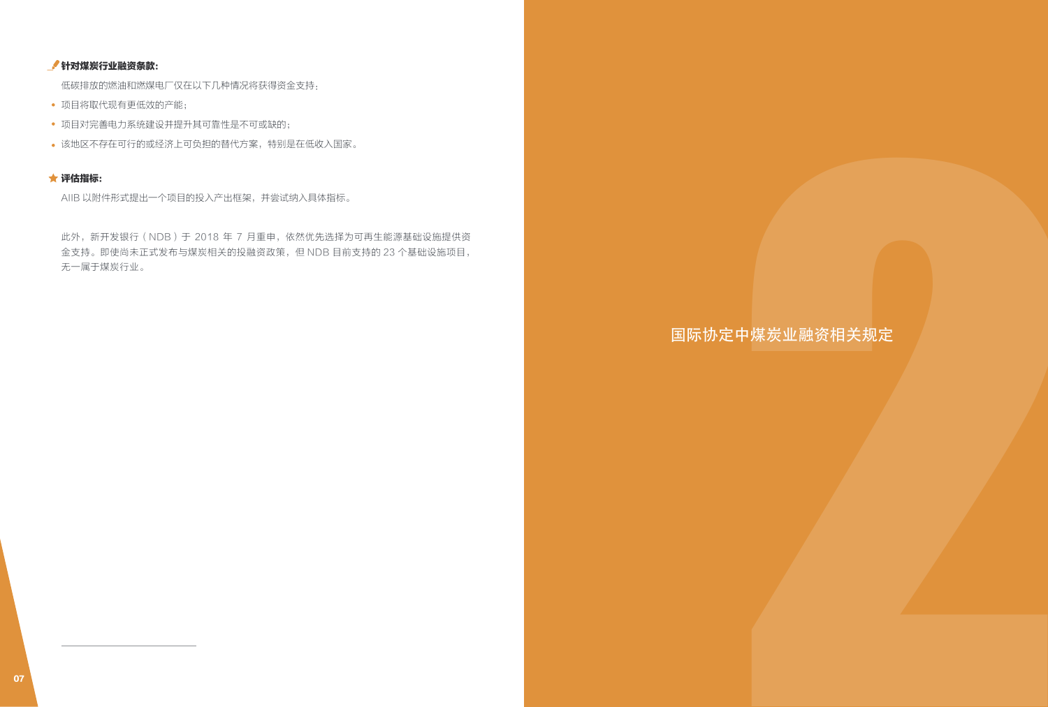**针对煤炭行业融资条款：**

低碳排放的燃油和燃煤电厂仅在以下几种情况将获得资金支持：

- 项目将取代现有更低效的产能；
- 项目对完善电力系统建设并提升其可靠性是不可或缺的；
- 该地区不存在可行的或经济上可负担的替代方案，特别是在低收入国家。

**评估指标：**

AIIB 以附件形式提出一个项目的投入产出框架，并尝试纳入具体指标。

此外，新开发银行（NDB）于 2018 年 7 月重申，依然优先选择为可再生能源基础设施提供资金支持。即使尚未正式发布与煤炭相关的投融资政策，但 NDB 目前支持的 23 个基础设施项目，无一属于煤炭行业。

# 2 国际协定中煤炭业融资相关规定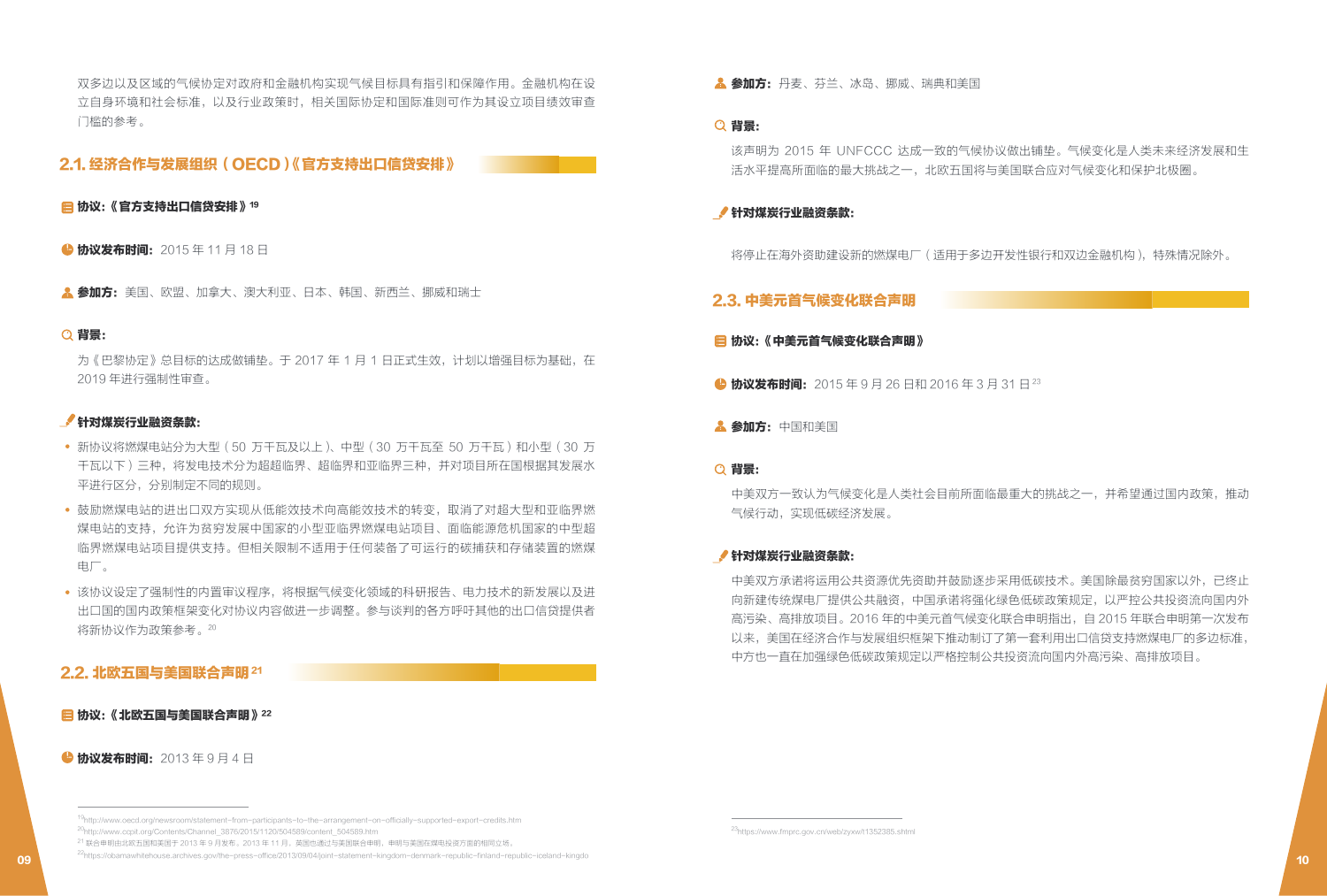双多边以及区域的气候协定对政府和金融机构实现气候目标具有指引和保障作用。金融机构在设立自身环境和社会标准，以及行业政策时，相关国际协定和国际准则可作为其设立项目绩效审查门槛的参考。

## 2.1. 经济合作与发展组织（OECD）《官方支持出口信贷安排》

**协议：《官方支持出口信贷安排》**[19]

**协议发布时间：** 2015 年 11 月 18 日

**参加方：** 美国、欧盟、加拿大、澳大利亚、日本、韩国、新西兰、挪威和瑞士

**背景：**

为《巴黎协定》总目标的达成做铺垫。于 2017 年 1 月 1 日正式生效，计划以增强目标为基础，在 2019 年进行强制性审查。

**针对煤炭行业融资条款：**

- 新协议将燃煤电站分为大型（50 万千瓦及以上）、中型（30 万千瓦至 50 万千瓦）和小型（30 万千瓦以下）三种，将发电技术分为超超临界、超临界和亚临界三种，并对项目所在国根据其发展水平进行区分，分别制定不同的规则。
- 鼓励燃煤电站的进出口双方实现从低能效技术向高能效技术的转变，取消了对超大型和亚临界燃煤电站的支持，允许为贫穷发展中国家的小型亚临界燃煤电站项目、面临能源危机国家的中型超临界燃煤电站项目提供支持。但相关限制不适用于任何装备了可运行的碳捕获和存储装置的燃煤电厂。
- 该协议设定了强制性的内置审议程序，将根据气候变化领域的科研报告、电力技术的新发展以及进出口国的国内政策框架变化对协议内容做进一步调整。参与谈判的各方呼吁其他的出口信贷提供者将新协议作为政策参考。[20]

## 2.2. 北欧五国与美国联合声明[21]

**协议：《北欧五国与美国联合声明》**[22]

**协议发布时间：** 2013 年 9 月 4 日

**参加方：** 丹麦、芬兰、冰岛、挪威、瑞典和美国

**背景：**

该声明为 2015 年 UNFCCC 达成一致的气候协议做出铺垫。气候变化是人类未来经济发展和生活水平提高所面临的最大挑战之一，北欧五国将与美国联合应对气候变化和保护北极圈。

**针对煤炭行业融资条款：**

将停止在海外资助建设新的燃煤电厂（适用于多边开发性银行和双边金融机构），特殊情况除外。

## 2.3. 中美元首气候变化联合声明

**协议：《中美元首气候变化联合声明》**

**协议发布时间：** 2015 年 9 月 26 日和 2016 年 3 月 31 日[23]

**参加方：** 中国和美国

**背景：**

中美双方一致认为气候变化是人类社会目前所面临最重大的挑战之一，并希望通过国内政策，推动气候行动，实现低碳经济发展。

**针对煤炭行业融资条款：**

中美双方承诺将运用公共资源优先资助并鼓励逐步采用低碳技术。美国除最贫穷国家以外，已终止向新建传统煤电厂提供公共融资，中国承诺将强化绿色低碳政策规定，以严控公共投资流向国内外高污染、高排放项目。2016 年的中美元首气候变化联合申明指出，自 2015 年联合申明第一次发布以来，美国在经济合作与发展组织框架下推动制订了第一套利用出口信贷支持燃煤电厂的多边标准，中方也一直在加强绿色低碳政策规定以严格控制公共投资流向国内外高污染、高排放项目。

---

[19] http://www.oecd.org/newsroom/statement-from-participants-to-the-arrangement-on-officially-supported-export-credits.htm

[20] http://www.ccpit.org/Contents/Channel_3876/2015/1120/504589/content_504589.htm

[21] 联合申明由北欧五国和美国于 2013 年 9 月发布。2013 年 11 月，英国也通过与美国联合申明，申明与美国在煤电投资方面的相同立场。

[22] https://obamawhitehouse.archives.gov/the-press-office/2013/09/04/joint-statement-kingdom-denmark-republic-finland-republic-iceland-kingdo

[23] https://www.fmprc.gov.cn/web/zyxw/t1352385.shtml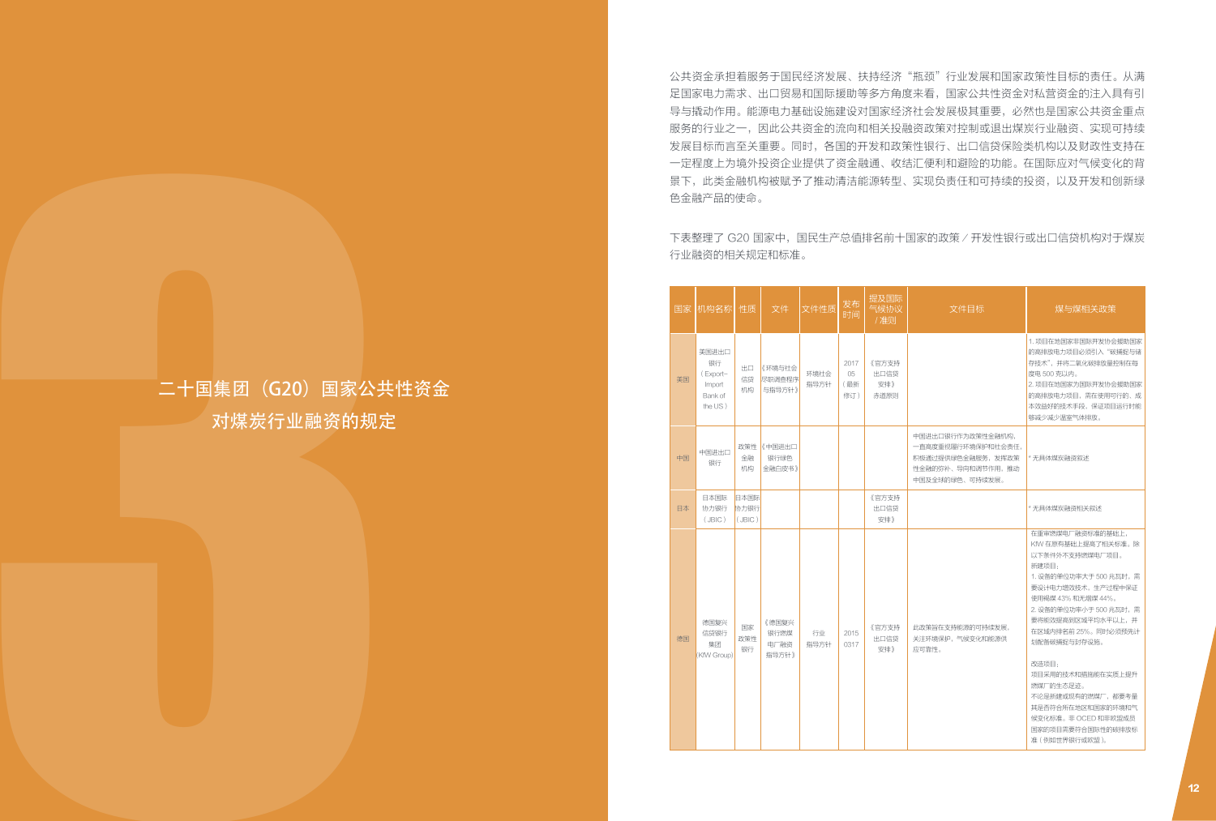# 二十国集团（G20）国家公共性资金对煤炭行业融资的规定

公共资金承担着服务于国民经济发展、扶持经济"瓶颈"行业发展和国家政策性目标的责任。从满足国家电力需求、出口贸易和国际援助等多方角度来看，国家公共性资金对私营资金的注入具有引导与撬动作用。能源电力基础设施建设对国家经济社会发展极其重要，必然也是国家公共资金重点服务的行业之一，因此公共资金的流向和相关投融资政策对控制或退出煤炭行业融资、实现可持续发展目标而言至关重要。同时，各国的开发和政策性银行、出口信贷保险类机构以及财政性支持在一定程度上为境外投资企业提供了资金融通、收结汇便利和避险的功能。在国际应对气候变化的背景下，此类金融机构被赋予了推动清洁能源转型、实现负责任和可持续的投资，以及开发和创新绿色金融产品的使命。

下表整理了 G20 国家中，国民生产总值排名前十国家的政策 / 开发性银行或出口信贷机构对于煤炭行业融资的相关规定和标准。

| 国家 | 机构名称 | 性质 | 文件 | 文件性质 | 发布时间 | 提及国际气候协议/准则 | 文件目标 | 煤与煤相关政策 |
|---|---|---|---|---|---|---|---|---|
| 美国 | 美国进出口银行（Export-Import Bank of the US） | 出口信贷机构 | 《环境与社会尽职调查程序与指导方针》 | 环境社会指导方针 | 2017 05（最新修订） | 《官方支持出口信贷安排》赤道原则 | | 1. 项目在地国家非国际开发协会援助国家的高排放电力项目必须引入"碳捕捉与储存技术"，并将二氧化碳排放量控制在每度电 500 克以内。<br>2. 项目在地国家为国际开发协会援助国家的高排放电力项目，需在使用可行的、成本效益好的技术手段，保证项目运行时能够减少温室气体排放。 |
| 中国 | 中国进出口银行 | 政策性金融机构 | 《中国进出口银行绿色金融白皮书》 | | | | 中国进出口银行作为政策性金融机构，一直高度重视履行环境保护和社会责任，积极通过提供绿色金融服务，发挥政策性金融的弥补、导向和调节作用，推动中国及全球的绿色、可持续发展。 | * 无具体煤炭融资叙述 |
| 日本 | 日本国际协力银行（JBIC） | 日本国际协力银行（JBIC） | | | | 《官方支持出口信贷安排》 | | * 无具体煤炭融资相关叙述 |
| 德国 | 德国复兴信贷银行集团（KfW Group） | 国家政策性银行 | 《德国复兴银行燃煤电厂融资指导方针》 | 行业指导方针 | 2015 0317 | 《官方支持出口信贷安排》 | 此政策旨在支持能源的可持续发展，关注环境保护，气候变化和能源供应可靠性。 | 在重审燃煤电厂融资标准的基础上，KfW 在原有基础上提高了相关标准。除以下条件外不支持燃煤电厂项目。<br>新建项目：<br>1. 设备的单位功率大于 500 兆瓦时，需要设计电力增效技术、生产过程中保证使用褐煤 43% 和无烟煤 44%。<br>2. 设备的单位功率小于 500 兆瓦时，需要将能效提高到区域平均水平以上，并在区域内排名前 25%。同时必须预先计划配备碳捕捉与封存设施。<br>改造项目：<br>项目采用的技术和措施能在实质上提升燃煤厂的生态足迹。<br>不论是新建或现有的燃煤厂，都要考量其是否符合所在地区和国家的环境和气候变化标准。非 OCED 和非欧盟成员国家的项目需要符合国际性的碳排放标准（例如世界银行或欧盟）。 |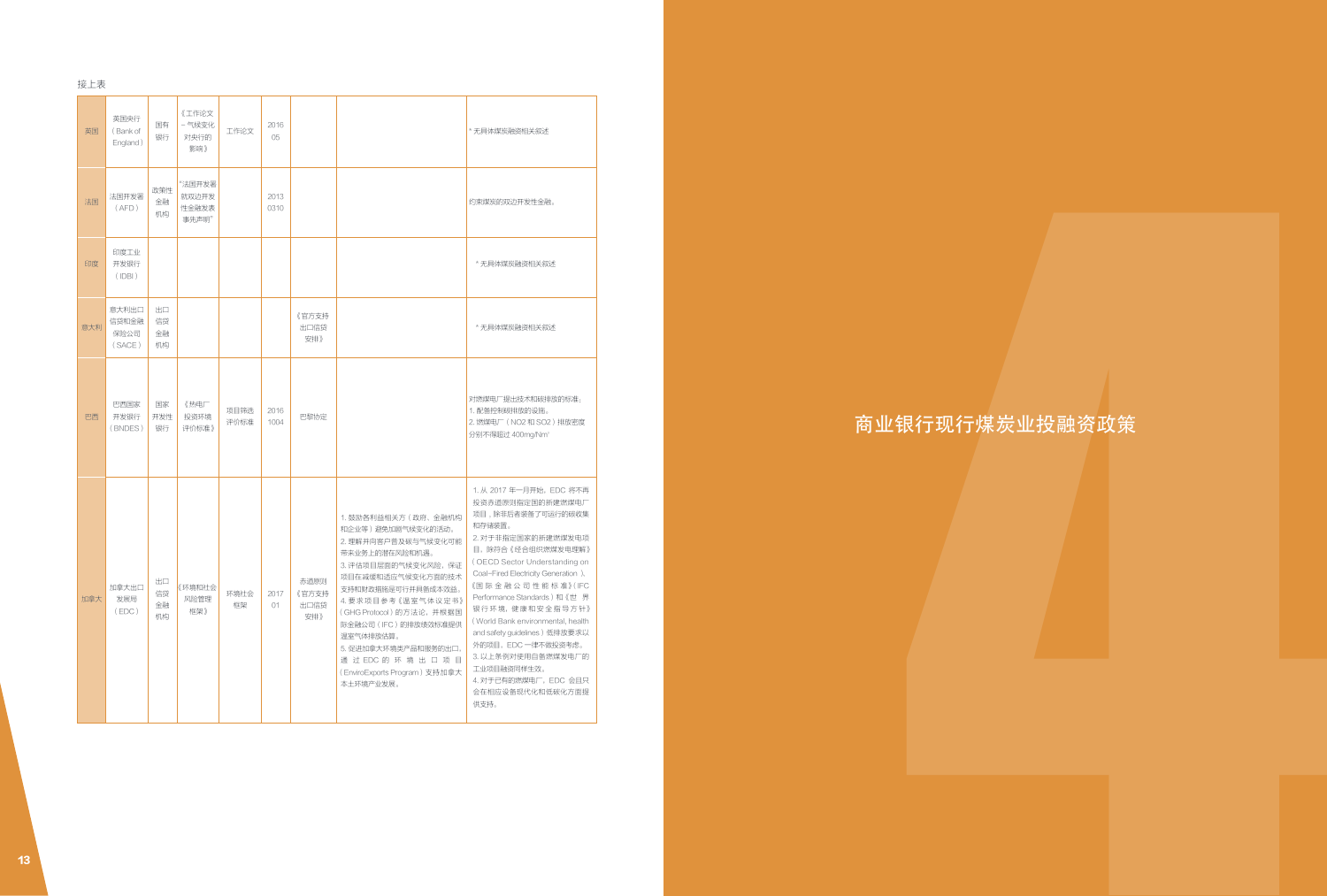接上表

| | | | | | | | | |
|---|---|---|---|---|---|---|---|---|
| 英国 | 英国央行（Bank of England） | 国有银行 | 《工作论文－气候变化对央行的影响》 | 工作论文 | 2016 05 | | | * 无具体煤炭融资相关叙述 |
| 法国 | 法国开发署（AFD） | 政策性金融机构 | "法国开发署就双边开发性金融发表事先声明" | | 2013 0310 | | | 约束煤炭的双边开发性金融。 |
| 印度 | 印度工业开发银行（IDBI） | | | | | | | * 无具体煤炭融资相关叙述 |
| 意大利 | 意大利出口信贷和金融保险公司（SACE） | 出口信贷金融机构 | | | | 《官方支持出口信贷安排》 | | * 无具体煤炭融资相关叙述 |
| 巴西 | 巴西国家开发银行（BNDES） | 国家开发性银行 | 《热电厂投资环境评价标准》 | 项目筛选评价标准 | 2016 1004 | 巴黎协定 | | 对燃煤电厂提出技术和碳排放的标准：<br>1. 配备控制碳排放的设施。<br>2. 燃煤电厂（NO2 和 SO2）排放密度分别不得超过 400mg/Nm³ |
| 加拿大 | 加拿大出口发展局（EDC） | 出口信贷金融机构 | 《环境和社会风险管理框架》 | 环境社会框架 | 2017 01 | 赤道原则<br>《官方支持出口信贷安排》 | 1. 鼓励各利益相关方（政府、金融机构和企业等）避免加剧气候变化的活动。<br>2. 理解并向客户普及碳与气候变化可能带来业务上的潜在风险和机遇。<br>3. 评估项目层面的气候变化风险，保证项目在减缓和适应气候变化方面的技术支持和财政措施是可行并具备成本效益。<br>4. 要求项目参考《温室气体议定书》（GHG Protocol）的方法论，并根据国际金融公司（IFC）的排放绩效标准提供温室气体排放估算。<br>5. 促进加拿大环境类产品和服务的出口，通过 EDC 的环境出口项目（EnviroExports Program）支持加拿大本土环境产业发展。 | 1. 从 2017 年一月开始，EDC 将不再投资赤道原则指定国的新建燃煤电厂项目，除非后者装备了可运行的碳收集和存储装置。<br>2. 对于非指定国家的新建燃煤发电项目，除符合《经合组织燃煤发电理解》（OECD Sector Understanding on Coal-Fired Electricity Generation）、《国际金融公司性能标准》（IFC Performance Standards）和《世界银行环境，健康和安全指导方针》（World Bank environmental, health and safety guidelines）既排放要求以外的项目，EDC 一律不做投资考虑。<br>3. 以上条例对使用自备燃煤发电厂的工业项目融资同样生效。<br>4. 对于已有的燃煤电厂，EDC 会且只会在相应设备现代化和低碳化方面提供支持。 |

# 4 商业银行现行煤炭业投融资政策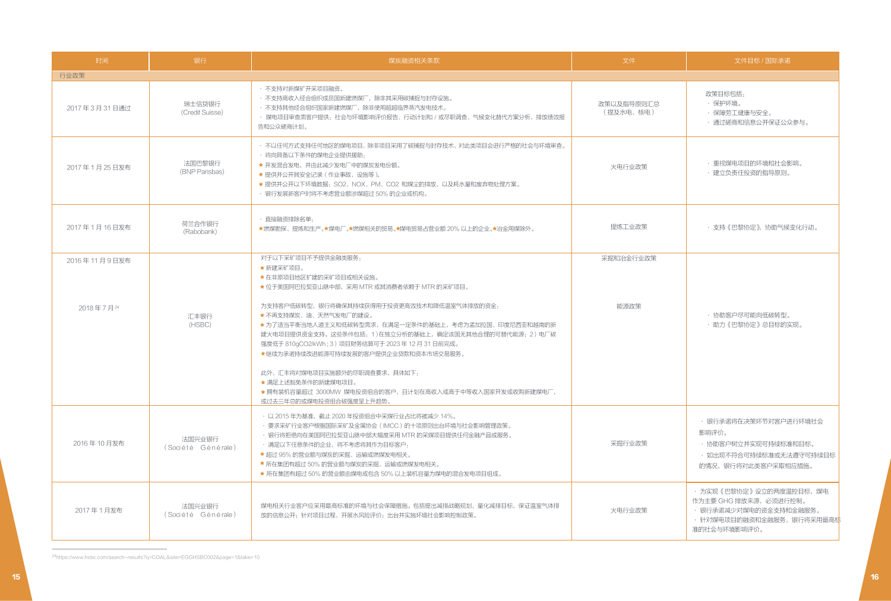| 时间 | 银行 | 煤炭融资相关条款 | 文件 | 文件目标 / 国际承诺 |
|---|---|---|---|---|
| 行业政策 | | | | |
| 2017 年 3 月 31 日通过 | 瑞士信贷银行（Credit Suisse） | · 不支持对新煤矿开采项目融资。<br>· 不支持高收入经合组织成员国新建燃煤厂，除非其采用碳捕捉与封存设施。<br>· 不支持其他经合组织国家新建燃煤厂，除非使用超超临界蒸汽发电技术。<br>· 煤电项目审查需客户提供：社会与环境影响评价报告、行动计划和 / 或尽职调查、气候变化替代方案分析、排放绩效报告和公众磋商计划。 | 政策以及指导原则汇总（提及水电、核电） | 政策目标包括：<br>· 保护环境。<br>· 保障劳工健康与安全。<br>· 通过磋商和信息公开保证公众参与。 |
| 2017 年 1 月 25 日发布 | 法国巴黎银行（BNP Parisbas） | · 不以任何方式支持任何地区的煤电项目，除非项目采用了碳捕捉与封存技术，对此类项目会进行严格的社会与环境审查。<br>· 将向具备以下条件的煤电企业提供援助：<br>★ 开发混合发电，并由此减少发电厂中的煤炭发电份额。<br>★ 提供并公开其安全记录（作业事故，设施等）。<br>★ 提供并公开以下环境数据：SO2、NOX、PM、CO2 和煤尘的排放，以及耗水量和废弃物处理方案。<br>· 银行发展新客户时将不考虑营业额涉煤超过 50% 的企业或机构。 | 火电行业政策 | · 重视煤电项目的环境和社会影响。<br>· 建立负责任投资的指导原则。 |
| 2017 年 1 月 16 日发布 | 荷兰合作银行（Rabobank） | · 直接融资排除名单：<br>★燃煤勘探、提炼和生产。★煤电厂。★燃煤相关的贸易。★煤电贸易占营业额 20% 以上的企业。★冶金用煤除外。 | 提炼工业政策 | · 支持《巴黎协定》，协助气候变化行动。 |
| 2016 年 11 月 9 日发布 | 汇丰银行（HSBC） | 对于以下采矿项目不予提供金融类服务：<br>★ 新建采矿项目。<br>★ 在非原项目地区扩建的采矿项目或相关设施。<br>★ 位于美国阿巴拉契亚山脉中部，采用 MTR 或其消费者依赖于 MTR 的采矿项目。 | 采掘和冶金行业政策 | · 协助客户尽可能向低碳转型。<br>· 助力《巴黎协定》总目标的实现。 |
| 2018 年 7 月[24] | | 为支持客户低碳转型，银行将确保其持续获得用于投资更高效技术和降低温室气体排放的资金：<br>★ 不再支持煤炭、油、天然气发电厂的建设。<br>★ 为了适当平衡当地人道主义和低碳转型需求，在满足一定条件的基础上，考虑为孟加拉国、印度尼西亚和越南的新建火电项目提供资金支持。这些条件包括：1）在独立分析的基础上，确定该国无其他合理的可替代能源；2）电厂碳强度低于 810gCO2/kWh；3）项目财务结算可于 2023 年 12 月 31 日前完成。<br>★继续为承诺持续改进能源可持续发展的客户提供企业贷款和资本市场交易服务。<br><br>此外，汇丰将对煤电项目实施额外的尽职调查要求，具体如下：<br>★ 满足上述豁免条件的新建煤电项目。<br>★ 拥有装机容量超过 3000MW 煤电投资组合的客户，且计划在高收入或高于中等收入国家开发或收购新建煤电厂，或过去三年总的或煤电投资组合碳强度呈上升趋势。 | 能源政策 | |
| 2016 年 10 月发布 | 法国兴业银行（Société Générale） | · 以 2015 年为基准，截止 2020 年投资组合中采煤行业占比将被减少 14%。<br>· 要求采矿行业客户根据国际采矿及金属协会（IMCC）的十项原则出台环境与社会影响管理政策。<br>· 银行将拒绝向在美国阿巴拉契亚山脉中部大幅度采用 MTR 的采煤项目提供任何金融产品或服务。<br>· 满足以下任意条件的企业，将不考虑将其作为目标客户：<br>★ 超过 95% 的营业额与煤炭的采掘、运输或燃煤发电相关。<br>★ 所在集团有超过 50% 的营业额与煤炭的采掘、运输或燃煤发电相关。<br>★ 所在集团有超过 50% 的营业额由煤电或包含 50% 以上装机容量为煤电的混合发电项目组成。 | 采掘行业政策 | · 银行承诺将在决策环节对客户进行环境社会影响评价。<br>· 协助客户树立并实现可持续标准和目标。<br>· 如出现不符合可持续标准或无法遵守可持续目标的情况，银行将对此类客户采取相应措施。 |
| 2017 年 1 月发布 | 法国兴业银行（Société Générale） | 煤电相关行业客户应采用最高标准的环境与社会保障措施。包括提出减排战略规划，量化减排目标，保证温室气体排放的信息公开；针对项目过程，开展水风险评价；出台并实施环境社会影响控制政策。 | 火电行业政策 | · 为实现《巴黎协定》设立的两度温控目标，煤电作为主要 GHG 排放来源，必须进行控制。<br>· 银行承诺减少对煤电的资金支持和金融服务。<br>· 针对煤电项目的融资和金融服务，银行将采用最高标准的社会与环境影响评价。 |

[24]https://www.hsbc.com/search-results?q=COAL&site=EGGHSBC002&page=1&take=10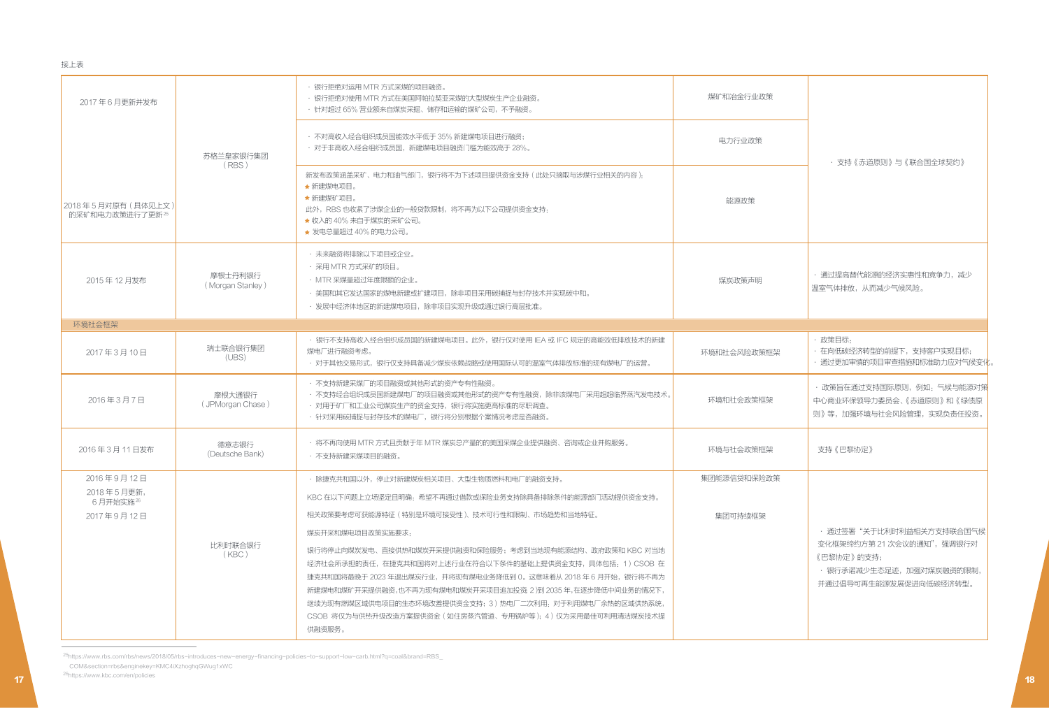接上表

| | | | | |
|---|---|---|---|---|
| 2017 年 6 月更新并发布 | 苏格兰皇家银行集团（RBS） | · 银行拒绝对运用 MTR 方式采煤的项目融资。<br>· 银行拒绝对使用 MTR 方式在美国阿帕拉契亚采煤的大型煤炭生产企业融资。<br>· 针对超过 65% 营业额来自煤炭采掘、储存和运输的煤矿公司，不予融资。 | 煤矿和冶金行业政策 | · 支持《赤道原则》与《联合国全球契约》 |
| | | · 不对高收入经合组织成员国能效水平低于 35% 新建煤电项目进行融资；<br>· 对于非高收入经合组织成员国，新建煤电项目融资门槛为能效高于 28%。 | 电力行业政策 | |
| 2018 年 5 月对原有（具体见上文）的采矿和电力政策进行了更新[25] | | 新发布政策涵盖采矿、电力和油气部门，银行将不为下述项目提供资金支持（此处只摘取与涉煤行业相关的内容）：<br>★ 新建煤电项目。<br>★ 新建煤矿项目。<br>此外，RBS 也收紧了涉煤企业的一般贷款限制，将不再为以下公司提供资金支持：<br>★ 收入的 40% 来自于煤炭的采矿公司。<br>★ 发电总量超过 40% 的电力公司。 | 能源政策 | |
| 2015 年 12 月发布 | 摩根士丹利银行（Morgan Stanley） | · 未来融资将排除以下项目或企业。<br>· 采用 MTR 方式采矿的项目。<br>· MTR 采煤量超过年度限额的企业。<br>· 美国和其它发达国家的煤电新建或扩建项目，除非项目采用碳捕捉与封存技术并实现碳中和。<br>· 发展中经济体地区的新建煤电项目，除非项目实现升级或通过银行高层批准。 | 煤炭政策声明 | · 通过提高替代能源的经济实惠性和竞争力，减少温室气体排放，从而减少气候风险。 |
| 环境社会框架 | | | | |
| 2017 年 3 月 10 日 | 瑞士联合银行集团（UBS） | · 银行不支持高收入经合组织成员国的新建煤电项目。此外，银行仅对使用 IEA 或 IFC 规定的高能效低排放技术的新建煤电厂进行融资考虑。<br>· 对于其他交易形式，银行仅支持具备减少煤炭依赖战略或使用国际认可的温室气体排放标准的现有煤电厂的运营。 | 环境和社会风险政策框架 | · 政策目标：<br>· 在向低碳经济转型的前提下，支持客户实现目标；<br>· 通过更加审慎的项目审查措施和标准助力应对气候变化。 |
| 2016 年 3 月 7 日 | 摩根大通银行（JPMorgan Chase） | · 不支持新建采煤厂的项目融资或其他形式的资产专有性融资。<br>· 不支持经合组织成员国新建煤电厂的项目融资或其他形式的资产专有性融资，除非该煤电厂采用超超临界蒸汽发电技术。<br>· 对用于矿厂和工业公司煤炭生产的资金支持，银行将实施更高标准的尽职调查。<br>· 针对采用碳捕捉与封存技术的煤电厂，银行将分别根据个案情况考虑是否融资。 | 环境和社会政策框架 | · 政策旨在通过支持国际原则，例如：气候与能源对策中心商业环保领导力委员会、《赤道原则》和《绿债原则》等，加强环境与社会风险管理，实现负责任投资。 |
| 2016 年 3 月 11 日发布 | 德意志银行（Deutsche Bank） | · 将不再向使用 MTR 方式目贡献于年 MTR 煤炭总产量的的美国采煤企业提供融资、咨询或企业并购服务。<br>· 不支持新建采煤项目的融资。 | 环境与社会政策框架 | 支持《巴黎协定》 |
| 2016 年 9 月 12 日<br>2018 年 5 月更新，6 月开始实施[26]<br>2017 年 9 月 12 日 | 比利时联合银行（KBC） | · 除捷克共和国以外，停止对新建煤炭相关项目、大型生物质燃料和电厂的融资支持。<br>KBC 在以下问题上立场坚定且明确：希望不再通过借款或保险业务支持除具备排除条件的能源部门活动提供资金支持。<br>相关政策要考虑可获能源特征（特别是环境可接受性）、技术可行性和限制、市场趋势和当地特征。<br>煤炭开采和煤电项目政策实施要求：<br>银行将停止向煤炭发电、直接供热和煤炭开采提供融资和保险服务；考虑到当地现有能源结构、政府政策和 KBC 对当地经济社会所承担的责任，在捷克共和国将对上述行业在符合以下条件的基础上提供资金支持，具体包括：1）CSOB 在捷克共和国将最晚于 2023 年退出煤炭行业，并将现有煤电业务降低到 0。这意味着从 2018 年 6 月开始，银行将不再为新建煤电和煤矿开采提供融资，也不再为现有煤电和煤炭开采项目追加投资 2）到 2035 年，在逐步降低中间业务的情况下，继续为现有燃煤区域供电项目的生态环境改善提供资金支持；3）热电厂二次利用：对于利用煤电厂余热的区域供热系统，CSOB 将仅为与供热升级改造方案提供资金（如住房蒸汽管道、专用锅炉等）；4）仅为采用最佳可利用清洁煤炭技术提供融资服务。 | 集团能源信贷和保险政策<br><br>集团可持续框架 | · 通过签署"关于比利时利益相关方支持联合国气候变化框架缔约方第 21 次会议的通知"，强调银行对《巴黎协定》的支持；<br>· 银行承诺减少生态足迹，加强对煤炭融资的限制，并通过倡导可再生能源发展促进向低碳经济转型。 |

[25] https://www.rbs.com/rbs/news/2018/05/rbs-introduces-new-energy-financing-policies-to-support-low-carb.html?q=coal&brand=RBS_COM&section=rbs&enginekey=KMC4iXzhoghqGWug1xWC

[26] https://www.kbc.com/en/policies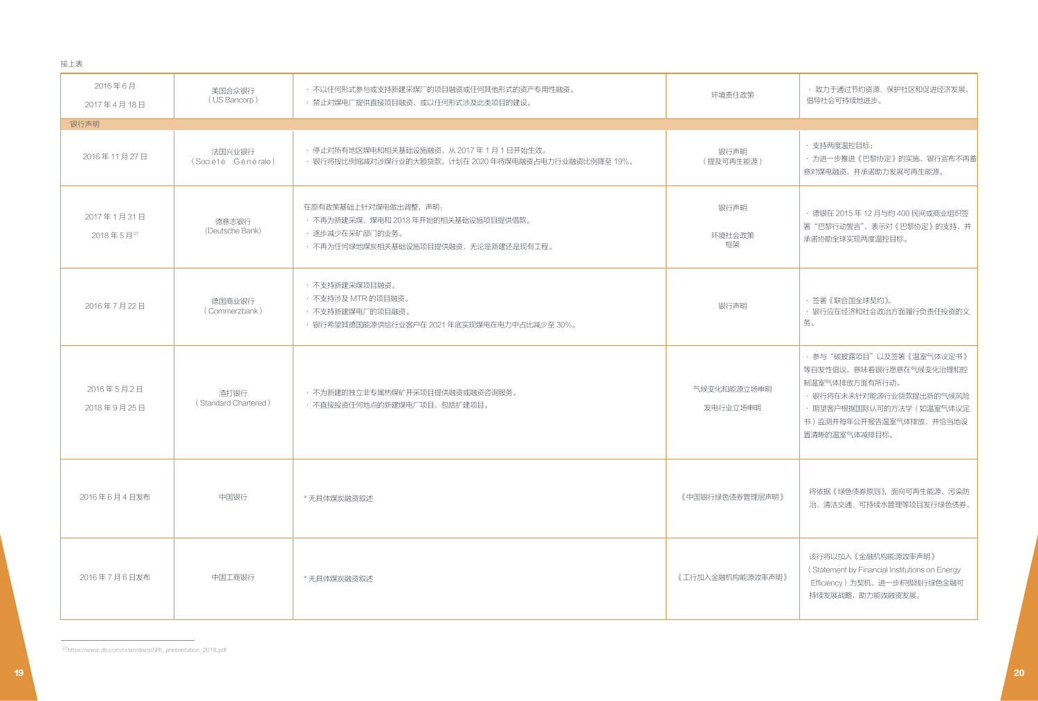接上表

| | | | | |
|---|---|---|---|---|
| 2016 年 6 月<br>2017 年 4 月 18 日 | 美国合众银行<br>（US Bancorp） | · 不以任何形式参与或支持新建采煤厂的项目融资或任何其他形式的资产专用性融资。<br>· 禁止对煤电厂提供直接项目融资，或以任何形式涉及此类项目的建设。 | 环境责任政策 | · 致力于通过节约资源、保护社区和促进经济发展，倡导社会可持续地进步。 |
| 银行声明 | | | | |
| 2016 年 11 月 27 日 | 法国兴业银行<br>（Société Générale） | · 停止对所有地区煤电和相关基础设施融资，从 2017 年 1 月 1 日开始生效。<br>· 银行将按比例缩减对涉煤行业的大额贷款，计划在 2020 年将煤电融资占电力行业融资比例降至 19%。 | 银行声明<br>（提及可再生能源） | · 支持两度温控目标；<br>· 为进一步推进《巴黎协定》的实施，银行宣布不再蓄意对煤电融资，并承诺助力发展可再生能源。 |
| 2017 年 1 月 31 日<br>2018 年 5 月[27] | 德意志银行<br>（Deutsche Bank） | 在原有政策基础上针对煤电做出调整，声明：<br>· 不再为新建采煤、煤电和 2018 年开始的相关基础设施项目提供借款。<br>· 逐步减少在采矿部门的业务。<br>· 不再为任何绿地煤炭相关基础设施项目提供融资，无论是新建还是现有工程。 | 银行声明<br><br>环境社会政策框架 | · 德银在 2015 年 12 月与约 400 民间或商业组织签署"巴黎行动誓言"，表示对《巴黎协定》的支持，并承诺协助全球实现两度温控目标。 |
| 2016 年 7 月 22 日 | 德国商业银行<br>（Commerzbank） | · 不支持新建采煤项目融资。<br>· 不支持涉及 MTR 的项目融资。<br>· 不支持新建煤电厂的项目融资。<br>· 银行希望其德国能源供给行业客户在 2021 年底实现煤电在电力中占比减少至 30%。 | 银行声明 | · 签署《联合国全球契约》。<br>· 银行应在经济和社会政治方面履行负责任投资的义务。 |
| 2016 年 5 月 2 日<br>2018 年 9 月 25 日 | 渣打银行<br>（Standard Chartered） | · 不为新建的独立非专属热煤矿开采项目提供融资或融资咨询服务。<br>· 不直接投资任何地点的新建煤电厂项目，包括扩建项目。 | 气候变化和能源立场申明<br><br>发电行业立场申明 | · 参与"碳披露项目"以及签署《温室气体议定书》等自发性倡议，意味着银行愿意在气候变化治理和控制温室气体排放方面有所行动。<br>· 银行将在未来针对能源行业贷款提出新的气候风险<br>· 期望客户根据国际认可的方法学（如温室气体议定书）监测并每年公开报告温室气体排放，并恰当地设置清晰的温室气体减排目标。 |
| 2016 年 6 月 4 日发布 | 中国银行 | * 无具体煤炭融资叙述 | 《中国银行绿色债券管理层声明》 | 将依据《绿色债券原则》，面向可再生能源、污染防治、清洁交通、可持续水管理等项目发行绿色债券。 |
| 2016 年 7 月 6 日发布 | 中国工商银行 | * 无具体煤炭融资叙述 | 《工行加入金融机构能源效率声明》 | 该行将以加入《金融机构能源效率声明》（Statement by Financial Institutions on Energy Efficiency）为契机，进一步积极践行绿色金融可持续发展战略，助力能效融资发展。 |

[27] https://www.db.com/cr/en/docs/SRI_presentation_2018.pdf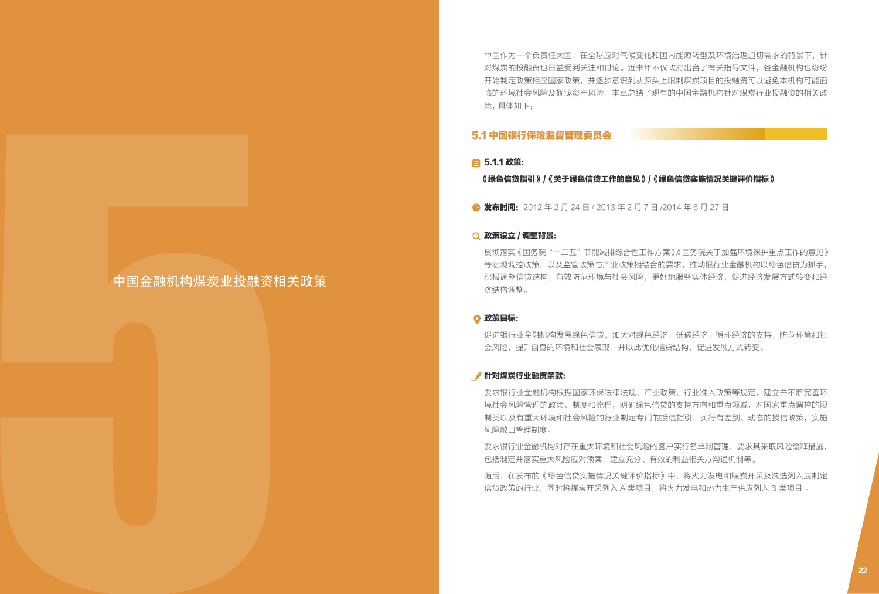# 5 中国金融机构煤炭业投融资相关政策

中国作为一个负责任大国，在全球应对气候变化和国内能源转型及环境治理迫切需求的背景下，针对煤炭的投融资也日益受到关注和讨论。近来年不仅政府出台了有关指导文件，各金融机构也纷纷开始制定政策相应国家政策，并逐步意识到从源头上限制煤炭项目的投融资可以避免本机构可能面临的环境社会风险及搁浅资产风险。本章总结了现有的中国金融机构针对煤炭行业投融资的相关政策，具体如下：

## 5.1 中国银行保险监督管理委员会

### 5.1.1 政策：

**《绿色信贷指引》/《关于绿色信贷工作的意见》/《绿色信贷实施情况关键评价指标》**

**发布时间：** 2012 年 2 月 24 日 / 2013 年 2 月 7 日 /2014 年 6 月 27 日

**政策设立 / 调整背景：**

贯彻落实《国务院“十二五”节能减排综合性工作方案》、《国务院关于加强环境保护重点工作的意见》等宏观调控政策，以及监管政策与产业政策相结合的要求，推动银行业金融机构以绿色信贷为抓手，积极调整信贷结构，有效防范环境与社会风险，更好地服务实体经济，促进经济发展方式转变和经济结构调整。

**政策目标：**

促进银行业金融机构发展绿色信贷，加大对绿色经济、低碳经济、循环经济的支持，防范环境和社会风险，提升自身的环境和社会表现，并以此优化信贷结构，促进发展方式转变。

**针对煤炭行业融资条款：**

要求银行业金融机构根据国家环保法律法规、产业政策、行业准入政策等规定，建立并不断完善环境社会风险管理的政策、制度和流程，明确绿色信贷的支持方向和重点领域，对国家重点调控的限制类以及有重大环境和社会风险的行业制定专门的授信指引，实行有差别、动态的授信政策，实施风险敞口管理制度。

要求银行业金融机构对存在重大环境和社会风险的客户实行名单制管理，要求其采取风险缓释措施，包括制定并落实重大风险应对预案，建立充分、有效的利益相关方沟通机制等。

随后，在发布的《绿色信贷实施情况关键评价指标》中，将火力发电和煤炭开采及洗选列入应制定信贷政策的行业，同时将煤炭开采列入 A 类项目，将火力发电和热力生产供应列入 B 类项目 。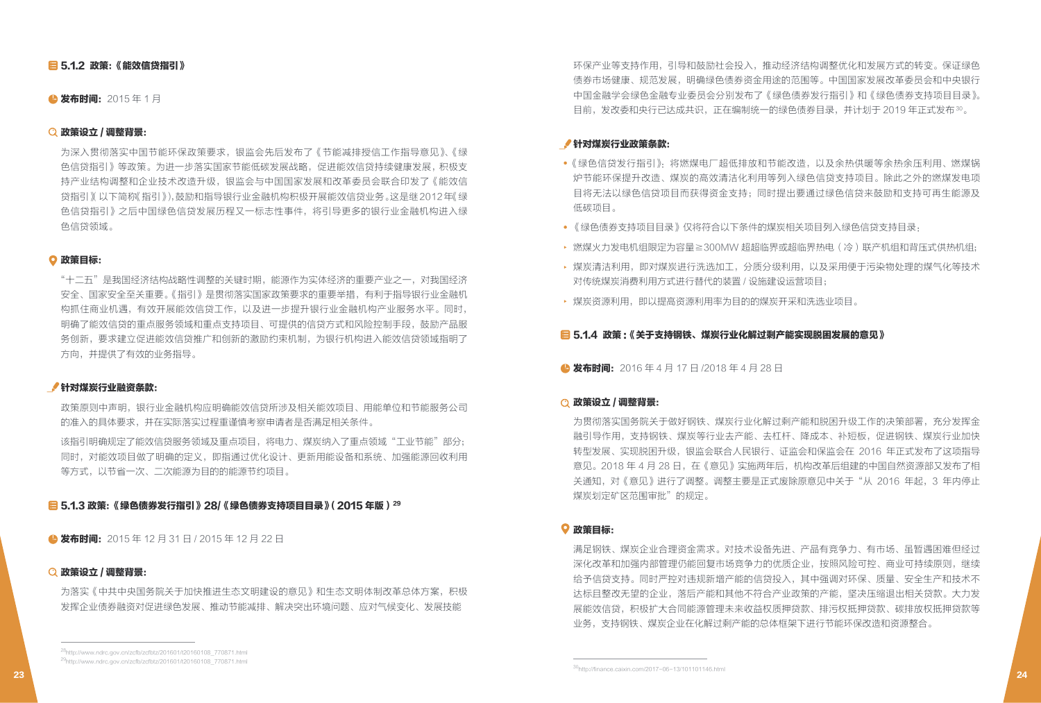### 5.1.2 政策:《能效信贷指引》

**发布时间:** 2015 年 1 月

**政策设立 / 调整背景:**

为深入贯彻落实中国节能环保政策要求，银监会先后发布了《节能减排授信工作指导意见》、《绿色信贷指引》等政策。为进一步落实国家节能低碳发展战略，促进能效信贷持续健康发展，积极支持产业结构调整和企业技术改造升级，银监会与中国国家发展和改革委员会联合印发了《能效信贷指引》（以下简称《指引》），鼓励和指导银行业金融机构积极开展能效信贷业务。这是继2012年《绿色信贷指引》之后中国绿色信贷发展历程又一标志性事件，将引导更多的银行业金融机构进入绿色信贷领域。

**政策目标:**

"十二五"是我国经济结构战略性调整的关键时期，能源作为实体经济的重要产业之一，对我国经济安全、国家安全至关重要。《指引》是贯彻落实国家政策要求的重要举措，有利于指导银行业金融机构抓住商业机遇，有效开展能效信贷工作，以及进一步提升银行业金融机构产业服务水平。同时，明确了能效信贷的重点服务领域和重点支持项目、可提供的信贷方式和风险控制手段，鼓励产品服务创新，要求建立促进能效信贷推广和创新的激励约束机制，为银行机构进入能效信贷领域指明了方向，并提供了有效的业务指导。

**针对煤炭行业融资条款:**

政策原则中声明，银行业金融机构应明确能效信贷所涉及相关能效项目、用能单位和节能服务公司的准入的具体要求，并在实际落实过程重谨慎考察申请者是否满足相关条件。

该指引明确规定了能效信贷服务领域及重点项目，将电力、煤炭纳入了重点领域"工业节能"部分；同时，对能效项目做了明确的定义，即指通过优化设计、更新用能设备和系统、加强能源回收利用等方式，以节省一次、二次能源为目的的能源节约项目。

### 5.1.3 政策:《绿色债券发行指引》28/《绿色债券支持项目目录》(2015 年版) 29

**发布时间:** 2015 年 12 月 31 日 / 2015 年 12 月 22 日

**政策设立 / 调整背景:**

为落实《中共中央国务院关于加快推进生态文明建设的意见》和生态文明体制改革总体方案，积极发挥企业债券融资对促进绿色发展、推动节能减排、解决突出环境问题、应对气候变化、发展节能环保产业等支持作用，引导和鼓励社会投入，推动经济结构调整优化和发展方式的转变。保证绿色债券市场健康、规范发展，明确绿色债券资金用途的范围等。中国国家发展改革委员会和中央银行中国金融学会绿色金融专业委员会分别发布了《绿色债券发行指引》和《绿色债券支持项目目录》。目前，发改委和央行已达成共识，正在编制统一的绿色债券目录，并计划于 2019 年正式发布[30]。

**针对煤炭行业政策条款:**

- 《绿色信贷发行指引》：将燃煤电厂超低排放和节能改造，以及余热供暖等余热余压利用、燃煤锅炉节能环保提升改造、煤炭的高效清洁利用等列入绿色信贷支持项目。除此之外的燃煤发电项目将无法以绿色信贷项目而获得资金支持；同时提出要通过绿色信贷来鼓励和支持可再生能源及低碳项目。
- 《绿色债券支持项目目录》仅将符合以下条件的煤炭相关项目列入绿色信贷支持目录：
  - 燃煤火力发电机组限定为容量≥300MW 超超临界或超临界热电（冷）联产机组和背压式供热机组；
  - 煤炭清洁利用，即对煤炭进行洗选加工，分质分级利用，以及采用便于污染物处理的煤气化等技术对传统煤炭消费利用方式进行替代的装置 / 设施建设运营项目；
  - 煤炭资源利用，即以提高资源利用率为目的的煤炭开采和洗选业项目。

### 5.1.4 政策:《关于支持钢铁、煤炭行业化解过剩产能实现脱困发展的意见》

**发布时间:** 2016 年 4 月 17 日 /2018 年 4 月 28 日

**政策设立 / 调整背景:**

为贯彻落实国务院关于做好钢铁、煤炭行业化解过剩产能和脱困升级工作的决策部署，充分发挥金融引导作用，支持钢铁、煤炭等行业去产能、去杠杆、降成本、补短板，促进钢铁、煤炭行业加快转型发展、实现脱困升级，银监会联合人民银行、证监会和保监会在 2016 年正式发布了这项指导意见。2018 年 4 月 28 日，在《意见》实施两年后，机构改革后组建的中国自然资源部又发布了相关通知，对《意见》进行了调整。调整主要是正式废除原意见中关于"从 2016 年起，3 年内停止煤炭划定矿区范围审批"的规定。

**政策目标:**

满足钢铁、煤炭企业合理资金需求。对技术设备先进、产品有竞争力、有市场、虽暂遇困难但经过深化改革和加强内部管理仍能回复市场竞争力的优质企业，按照风险可控、商业可持续原则，继续给予信贷支持。同时严控对违规新增产能的信贷投入，其中强调对环保、质量、安全生产和技术不达标且整改无望的企业，落后产能和其他不符合产业政策的产能，坚决压缩退出相关贷款。大力发展能效信贷，积极扩大合同能源管理未来收益权质押贷款、排污权抵押贷款、碳排放权抵押贷款等业务，支持钢铁、煤炭企业在化解过剩产能的总体框架下进行节能环保改造和资源整合。

---

[28] http://www.ndrc.gov.cn/zcfb/zcfbtz/201601/t20160108_770871.html

[29] http://www.ndrc.gov.cn/zcfb/zcfbtz/201601/t20160108_770871.html

[30] http://finance.caixin.com/2017-06-13/101101146.html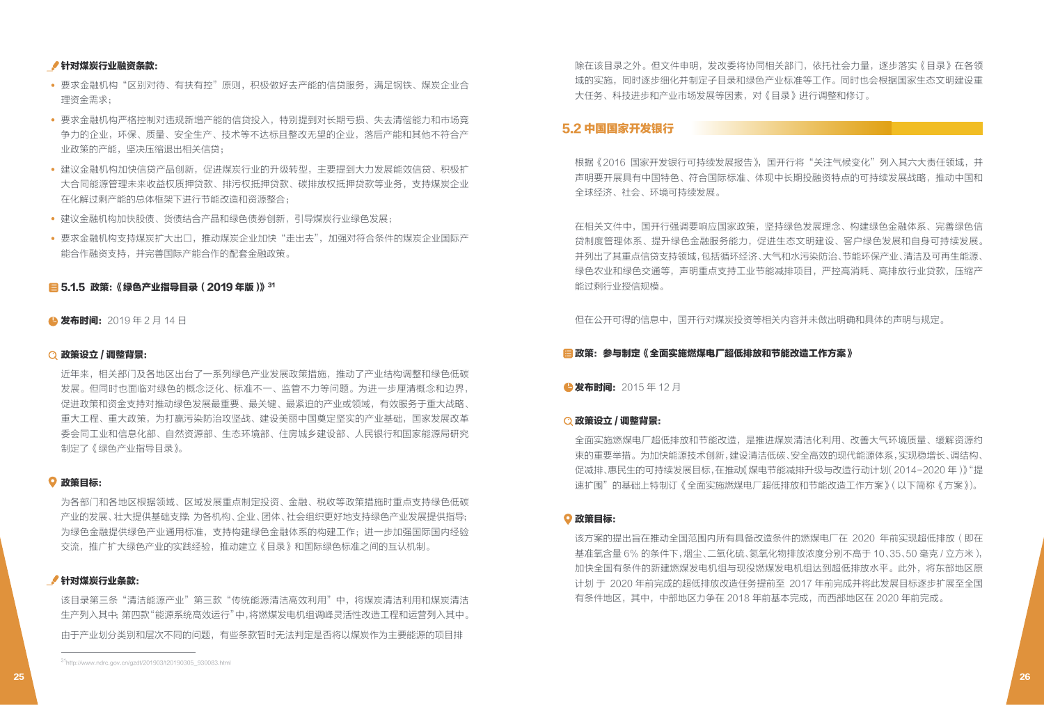**针对煤炭行业融资条款：**

- 要求金融机构“区别对待、有扶有控”原则，积极做好去产能的信贷服务，满足钢铁、煤炭企业合理资金需求；
- 要求金融机构严格控制对违规新增产能的信贷投入，特别提到对长期亏损、失去清偿能力和市场竞争力的企业，环保、质量、安全生产、技术等不达标且整改无望的企业，落后产能和其他不符合产业政策的产能，坚决压缩退出相关信贷；
- 建议金融机构加快信贷产品创新，促进煤炭行业的升级转型，主要提到大力发展能效信贷、积极扩大合同能源管理未来收益权质押贷款、排污权抵押贷款、碳排放权抵押贷款等业务，支持煤炭企业在化解过剩产能的总体框架下进行节能改造和资源整合；
- 建议金融机构加快股债、货债结合产品和绿色债券创新，引导煤炭行业绿色发展；
- 要求金融机构支持煤炭扩大出口，推动煤炭企业加快“走出去”，加强对符合条件的煤炭企业国际产能合作融资支持，并完善国际产能合作的配套金融政策。

### 5.1.5 政策：《绿色产业指导目录（2019 年版）》[31]

**发布时间：** 2019 年 2 月 14 日

**政策设立 / 调整背景：**

近年来，相关部门及各地区出台了一系列绿色产业发展政策措施，推动了产业结构调整和绿色低碳发展。但同时也面临对绿色的概念泛化、标准不一、监管不力等问题。为进一步厘清概念和边界，促进政策和资金支持对推动绿色发展最重要、最关键、最紧迫的产业或领域，有效服务于重大战略、重大工程、重大政策，为打赢污染防治攻坚战、建设美丽中国奠定坚实的产业基础，国家发展改革委会同工业和信息化部、自然资源部、生态环境部、住房城乡建设部、人民银行和国家能源局研究制定了《绿色产业指导目录》。

**政策目标：**

为各部门和各地区根据领域、区域发展重点制定投资、金融、税收等政策措施时重点支持绿色低碳产业的发展、壮大提供基础支撑；为各机构、企业、团体、社会组织更好地支持绿色产业发展提供指导；为绿色金融提供绿色产业通用标准，支持构建绿色金融体系的构建工作；进一步加强国际国内经验交流，推广扩大绿色产业的实践经验，推动建立《目录》和国际绿色标准之间的互认机制。

**针对煤炭行业条款：**

该目录第三条“清洁能源产业”第三款“传统能源清洁高效利用”中，将煤炭清洁利用和煤炭清洁生产列入其中；第四款“能源系统高效运行”中，将燃煤发电机组调峰灵活性改造工程和运营列入其中。

由于产业划分类别和层次不同的问题，有些条款暂时无法判定是否将以煤炭作为主要能源的项目排除在该目录之外。但文件申明，发改委将协同相关部门，依托社会力量，逐步落实《目录》在各领域的实施，同时逐步细化并制定子目录和绿色产业标准等工作。同时也会根据国家生态文明建设重大任务、科技进步和产业市场发展等因素，对《目录》进行调整和修订。

[31] http://www.ndrc.gov.cn/gzdt/201903/t20190305_930083.html

## 5.2 中国国家开发银行

根据《2016 国家开发银行可持续发展报告》，国开行将“关注气候变化”列入其六大责任领域，并声明要开展具有中国特色、符合国际标准、体现中长期投融资特点的可持续发展战略，推动中国和全球经济、社会、环境可持续发展。

在相关文件中，国开行强调要响应国家政策，坚持绿色发展理念、构建绿色金融体系、完善绿色信贷制度管理体系、提升绿色金融服务能力，促进生态文明建设、客户绿色发展和自身可持续发展。并列出了其重点信贷支持领域，包括循环经济、大气和水污染防治、节能环保产业、清洁及可再生能源、绿色农业和绿色交通等，声明重点支持工业节能减排项目，严控高消耗、高排放行业贷款，压缩产能过剩行业授信规模。

但在公开可得的信息中，国开行对煤炭投资等相关内容并未做出明确和具体的声明与规定。

### 政策：参与制定《全面实施燃煤电厂超低排放和节能改造工作方案》

**发布时间：** 2015 年 12 月

**政策设立 / 调整背景：**

全面实施燃煤电厂超低排放和节能改造，是推进煤炭清洁化利用、改善大气环境质量、缓解资源约束的重要举措。为加快能源技术创新，建设清洁低碳、安全高效的现代能源体系，实现稳增长、调结构、促减排、惠民生的可持续发展目标，在推动《煤电节能减排升级与改造行动计划（2014-2020 年）》“提速扩围”的基础上特制订《全面实施燃煤电厂超低排放和节能改造工作方案》（以下简称《方案》）。

**政策目标：**

该方案的提出旨在推动全国范围内所有具备改造条件的燃煤电厂在 2020 年前实现超低排放（即在基准氧含量 6% 的条件下，烟尘、二氧化硫、氮氧化物排放浓度分别不高于 10、35、50 毫克 / 立方米），加快全国有条件的新建燃煤发电机组与现役燃煤发电机组达到超低排放水平。此外，将东部地区原计划于 2020 年前完成的超低排放改造任务提前至 2017 年前完成并将此发展目标逐步扩展至全国有条件地区，其中，中部地区力争在 2018 年前基本完成，而西部地区在 2020 年前完成。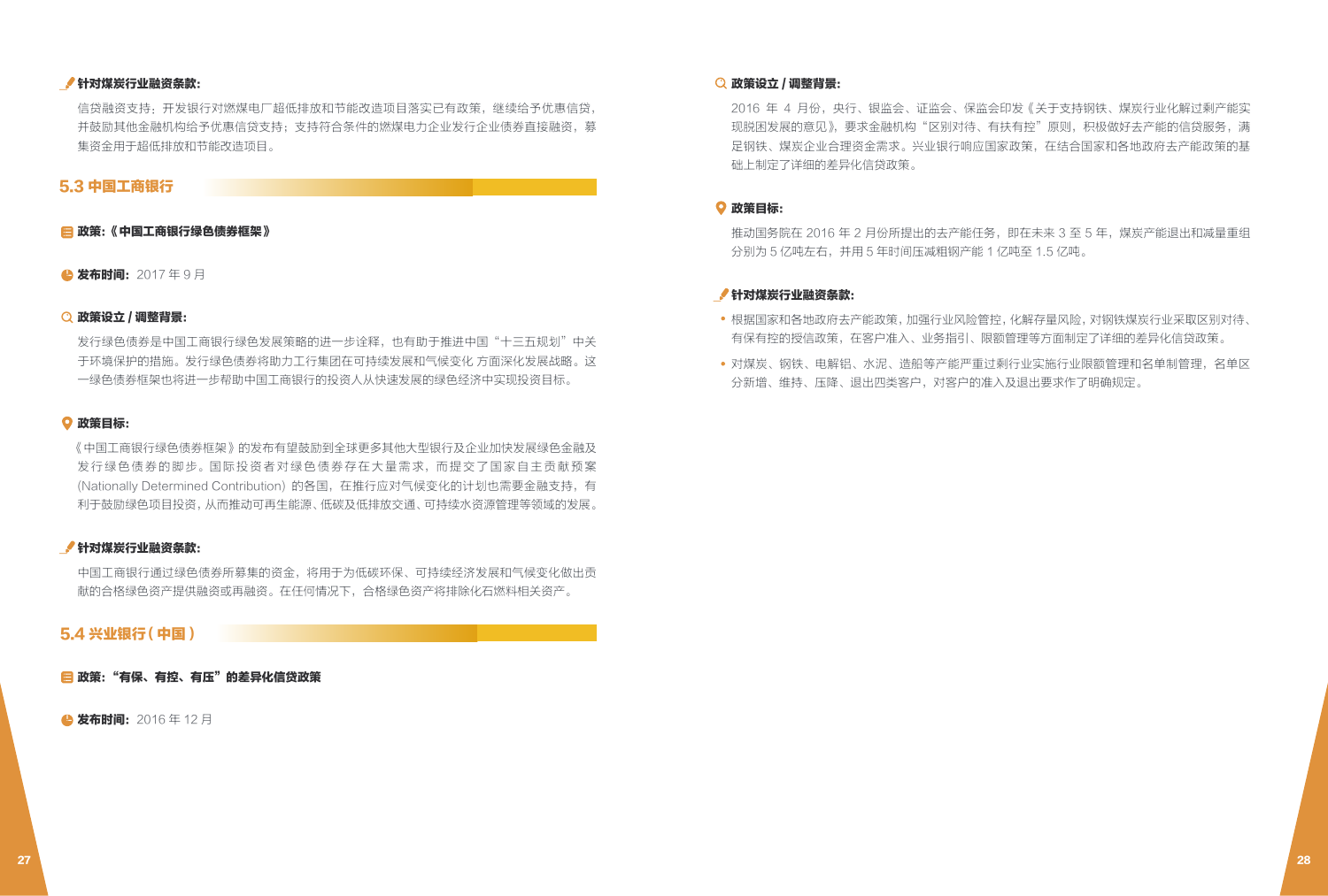**针对煤炭行业融资条款:**

信贷融资支持：开发银行对燃煤电厂超低排放和节能改造项目落实已有政策，继续给予优惠信贷，并鼓励其他金融机构给予优惠信贷支持；支持符合条件的燃煤电力企业发行企业债券直接融资，募集资金用于超低排放和节能改造项目。

## 5.3 中国工商银行

**政策:《中国工商银行绿色债券框架》**

**发布时间:** 2017 年 9 月

**政策设立 / 调整背景:**

发行绿色债券是中国工商银行绿色发展策略的进一步诠释，也有助于推进中国“十三五规划”中关于环境保护的措施。发行绿色债券将助力工行集团在可持续发展和气候变化 方面深化发展战略。这一绿色债券框架也将进一步帮助中国工商银行的投资人从快速发展的绿色经济中实现投资目标。

**政策目标:**

《中国工商银行绿色债券框架》的发布有望鼓励到全球更多其他大型银行及企业加快发展绿色金融及发行绿色债券的脚步。国际投资者对绿色债券存在大量需求，而提交了国家自主贡献预案 (Nationally Determined Contribution) 的各国，在推行应对气候变化的计划也需要金融支持，有利于鼓励绿色项目投资，从而推动可再生能源、低碳及低排放交通、可持续水资源管理等领域的发展。

**针对煤炭行业融资条款:**

中国工商银行通过绿色债券所募集的资金，将用于为低碳环保、可持续经济发展和气候变化做出贡献的合格绿色资产提供融资或再融资。在任何情况下，合格绿色资产将排除化石燃料相关资产。

## 5.4 兴业银行 ( 中国 )

**政策:“有保、有控、有压”的差异化信贷政策**

**发布时间:** 2016 年 12 月

**政策设立 / 调整背景:**

2016 年 4 月份，央行、银监会、证监会、保监会印发《关于支持钢铁、煤炭行业化解过剩产能实现脱困发展的意见》，要求金融机构“区别对待、有扶有控”原则，积极做好去产能的信贷服务，满足钢铁、煤炭企业合理资金需求。兴业银行响应国家政策，在结合国家和各地政府去产能政策的基础上制定了详细的差异化信贷政策。

**政策目标:**

推动国务院在 2016 年 2 月份所提出的去产能任务，即在未来 3 至 5 年，煤炭产能退出和减量重组分别为 5 亿吨左右，并用 5 年时间压减粗钢产能 1 亿吨至 1.5 亿吨。

**针对煤炭行业融资条款:**

- 根据国家和各地政府去产能政策，加强行业风险管控，化解存量风险，对钢铁煤炭行业采取区别对待、有保有控的授信政策，在客户准入、业务指引、限额管理等方面制定了详细的差异化信贷政策。
- 对煤炭、钢铁、电解铝、水泥、造船等产能严重过剩行业实施行业限额管理和名单制管理，名单区分新增、维持、压降、退出四类客户，对客户的准入及退出要求作了明确规定。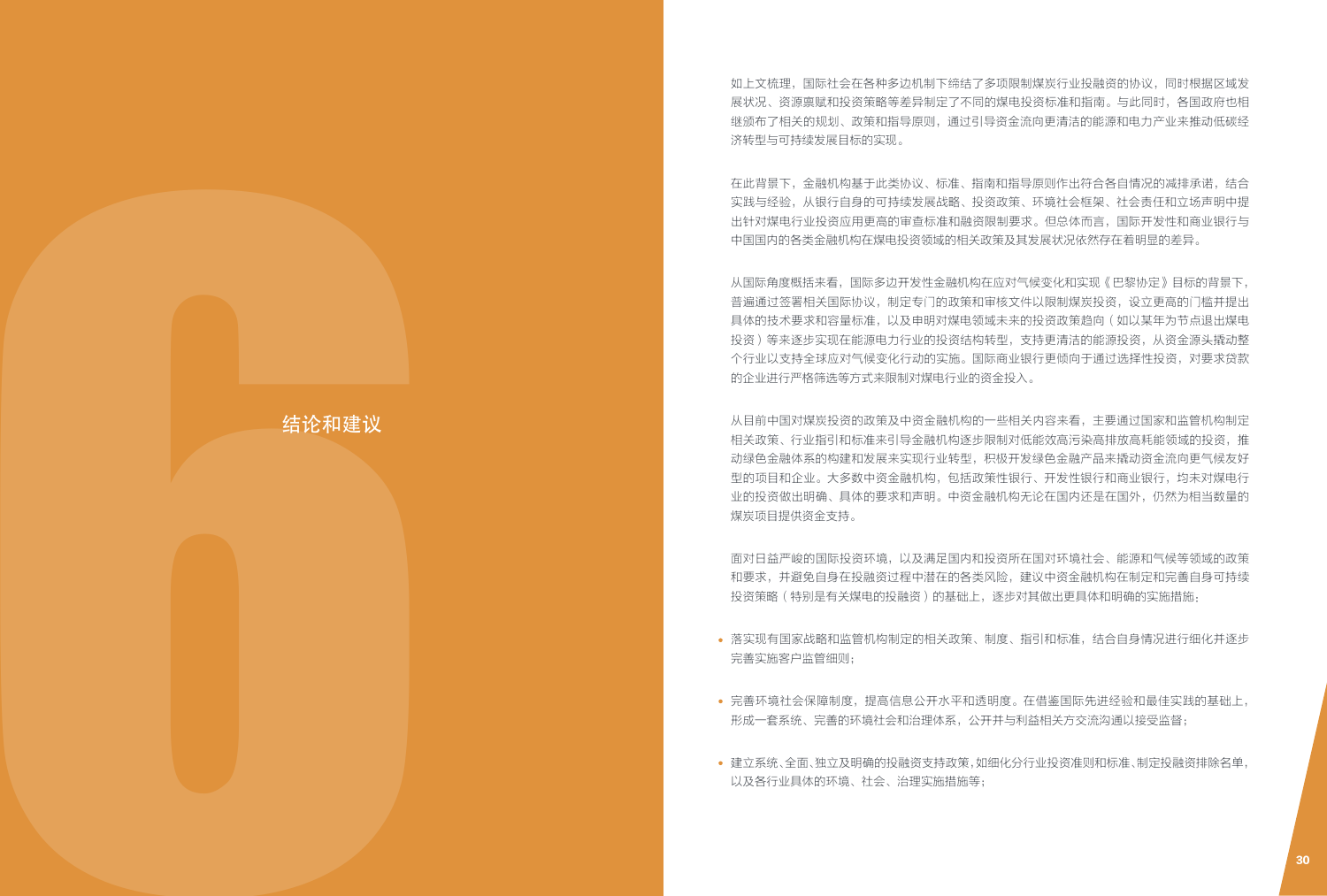# 6 结论和建议

如上文梳理，国际社会在各种多边机制下缔结了多项限制煤炭行业投融资的协议，同时根据区域发展状况、资源禀赋和投资策略等差异制定了不同的煤电投资标准和指南。与此同时，各国政府也相继颁布了相关的规划、政策和指导原则，通过引导资金流向更清洁的能源和电力产业来推动低碳经济转型与可持续发展目标的实现。

在此背景下，金融机构基于此类协议、标准、指南和指导原则作出符合各自情况的减排承诺，结合实践与经验，从银行自身的可持续发展战略、投资政策、环境社会框架、社会责任和立场声明中提出针对煤电行业投资应用更高的审查标准和融资限制要求。但总体而言，国际开发性和商业银行与中国国内的各类金融机构在煤电投资领域的相关政策及其发展状况依然存在着明显的差异。

从国际角度概括来看，国际多边开发性金融机构在应对气候变化和实现《巴黎协定》目标的背景下，普遍通过签署相关国际协议，制定专门的政策和审核文件以限制煤炭投资，设立更高的门槛并提出具体的技术要求和容量标准，以及申明对煤电领域未来的投资政策趋向（如以某年为节点退出煤电投资）等来逐步实现在能源电力行业的投资结构转型，支持更清洁的能源投资，从资金源头撬动整个行业以支持全球应对气候变化行动的实施。国际商业银行更倾向于通过选择性投资，对要求贷款的企业进行严格筛选等方式来限制对煤电行业的资金投入。

从目前中国对煤炭投资的政策及中资金融机构的一些相关内容来看，主要通过国家和监管机构制定相关政策、行业指引和标准来引导金融机构逐步限制对低能效高污染高排放高耗能领域的投资，推动绿色金融体系的构建和发展来实现行业转型，积极开发绿色金融产品来撬动资金流向更气候友好型的项目和企业。大多数中资金融机构，包括政策性银行、开发性银行和商业银行，均未对煤电行业的投资做出明确、具体的要求和声明。中资金融机构无论在国内还是在国外，仍然为相当数量的煤炭项目提供资金支持。

面对日益严峻的国际投资环境，以及满足国内和投资所在国对环境社会、能源和气候等领域的政策和要求，并避免自身在投融资过程中潜在的各类风险，建议中资金融机构在制定和完善自身可持续投资策略（特别是有关煤电的投融资）的基础上，逐步对其做出更具体和明确的实施措施：

- 落实现有国家战略和监管机构制定的相关政策、制度、指引和标准，结合自身情况进行细化并逐步完善实施客户监管细则；
- 完善环境社会保障制度，提高信息公开水平和透明度。在借鉴国际先进经验和最佳实践的基础上，形成一套系统、完善的环境社会和治理体系，公开并与利益相关方交流沟通以接受监督；
- 建立系统、全面、独立及明确的投融资支持政策，如细化分行业投资准则和标准、制定投融资排除名单，以及各行业具体的环境、社会、治理实施措施等；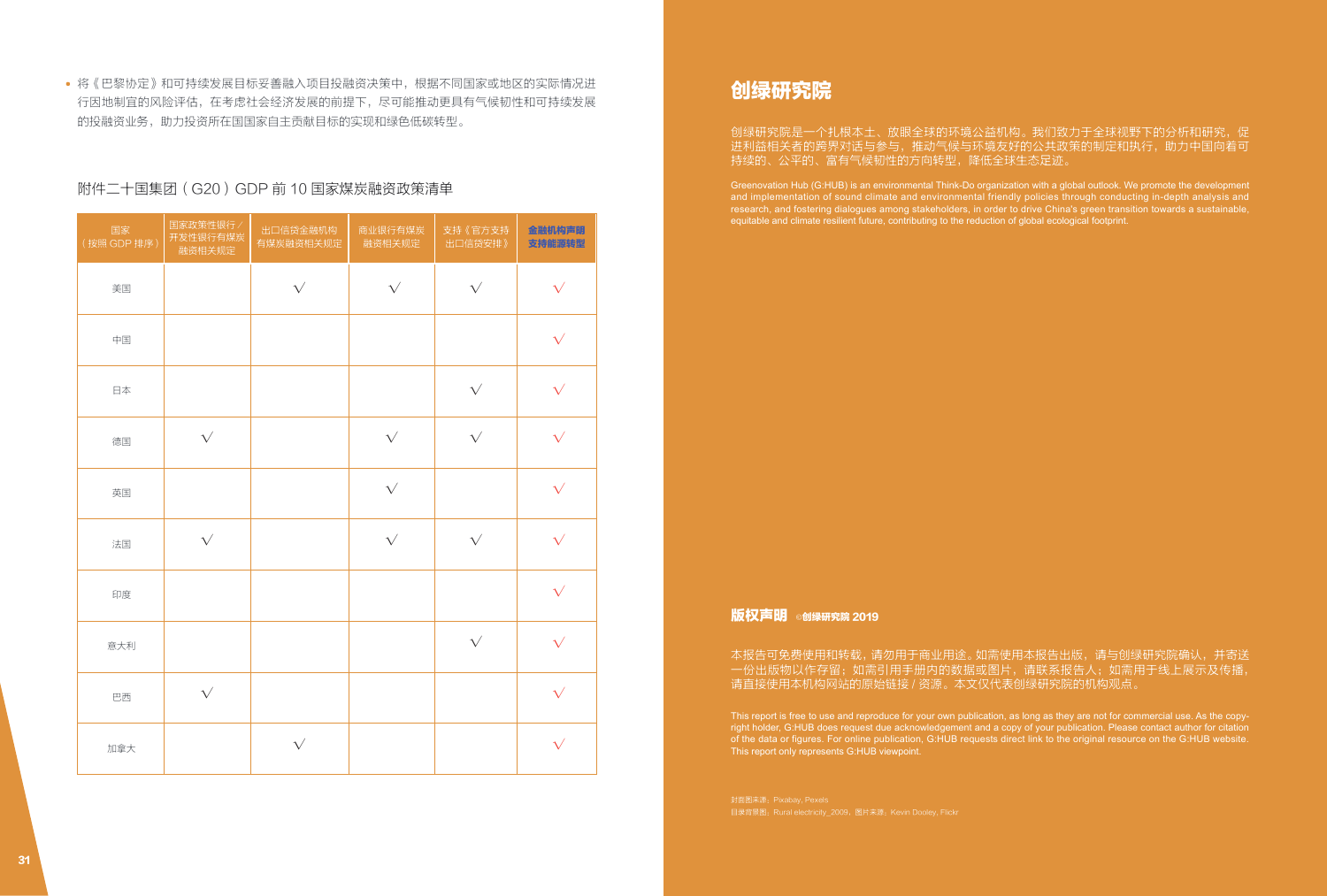- 将《巴黎协定》和可持续发展目标妥善融入项目投融资决策中，根据不同国家或地区的实际情况进行因地制宜的风险评估，在考虑社会经济发展的前提下，尽可能推动更具有气候韧性和可持续发展的投融资业务，助力投资所在国国家自主贡献目标的实现和绿色低碳转型。

附件二十国集团（G20）GDP 前 10 国家煤炭融资政策清单

| 国家（按照 GDP 排序） | 国家政策性银行 / 开发性银行有煤炭融资相关规定 | 出口信贷金融机构有煤炭融资相关规定 | 商业银行有煤炭融资相关规定 | 支持《官方支持出口信贷安排》 | **金融机构声明支持能源转型** |
|---|---|---|---|---|---|
| 美国 | | √ | √ | √ | √ |
| 中国 | | | | | √ |
| 日本 | | | | √ | √ |
| 德国 | √ | | √ | √ | √ |
| 英国 | | | √ | | √ |
| 法国 | √ | | √ | √ | √ |
| 印度 | | | | | √ |
| 意大利 | | | | √ | √ |
| 巴西 | √ | | | | √ |
| 加拿大 | | √ | | | √ |

## 创绿研究院

创绿研究院是一个扎根本土、放眼全球的环境公益机构。我们致力于全球视野下的分析和研究，促进利益相关者的跨界对话与参与，推动气候与环境友好的公共政策的制定和执行，助力中国向着可持续的、公平的、富有气候韧性的方向转型，降低全球生态足迹。

Greenovation Hub (G:HUB) is an environmental Think-Do organization with a global outlook. We promote the development and implementation of sound climate and environmental friendly policies through conducting in-depth analysis and research, and fostering dialogues among stakeholders, in order to drive China's green transition towards a sustainable, equitable and climate resilient future, contributing to the reduction of global ecological footprint.

## 版权声明 ©创绿研究院 2019

本报告可免费使用和转载，请勿用于商业用途。如需使用本报告出版，请与创绿研究院确认，并寄送一份出版物以作存留；如需引用手册内的数据或图片，请联系报告人；如需用于线上展示及传播，请直接使用本机构网站的原始链接 / 资源。本文仅代表创绿研究院的机构观点。

This report is free to use and reproduce for your own publication, as long as they are not for commercial use. As the copyright holder, G:HUB does request due acknowledgement and a copy of your publication. Please contact author for citation of the data or figures. For online publication, G:HUB requests direct link to the original resource on the G:HUB website. This report only represents G:HUB viewpoint.

封面图来源：Pixabay, Pexels

目录背景图：Rural electricity_2009，图片来源：Kevin Dooley, Flickr